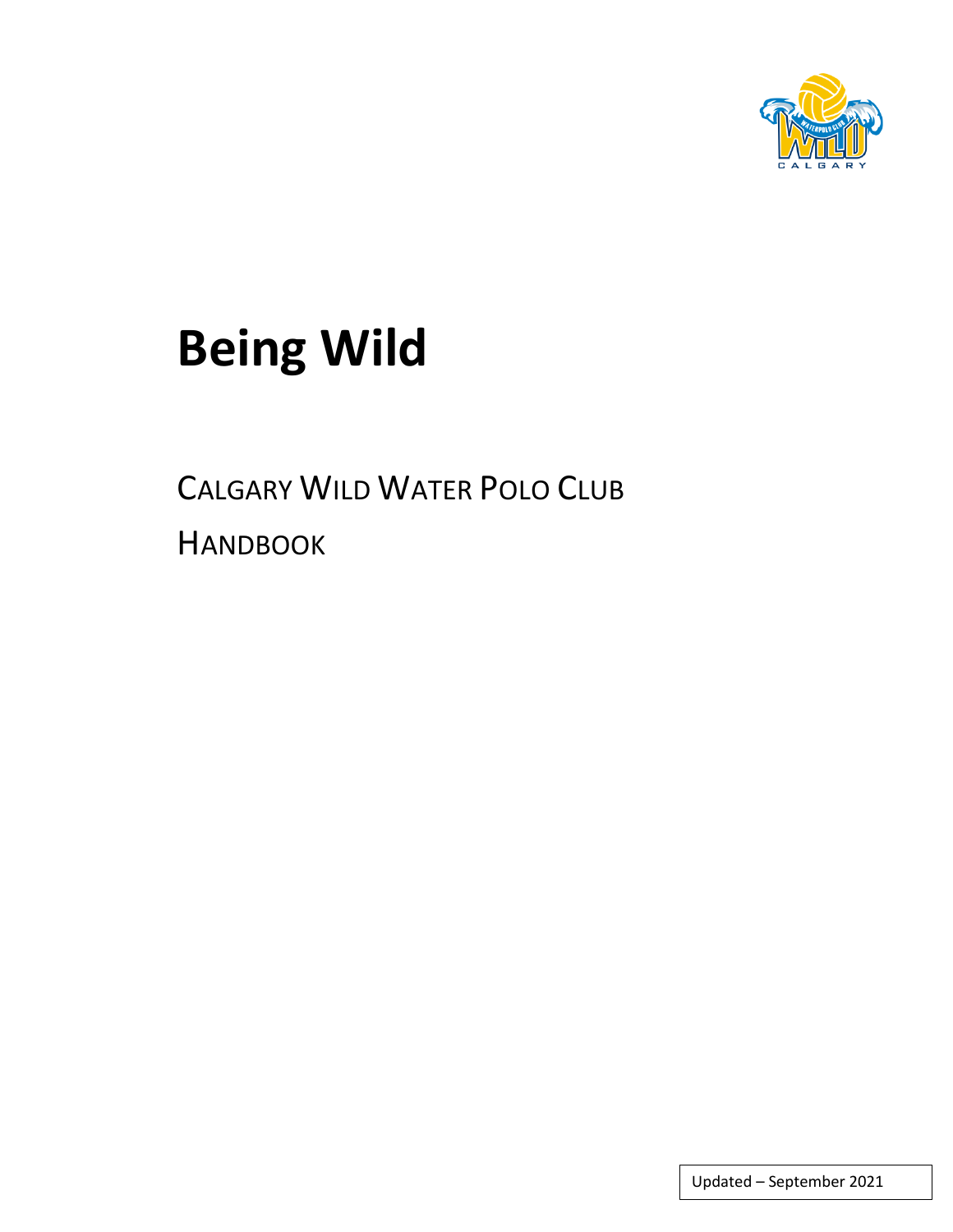# Being Wild

CALGARY WILD WATER POLO CLUB

HANDBOOK

Updated – September 2021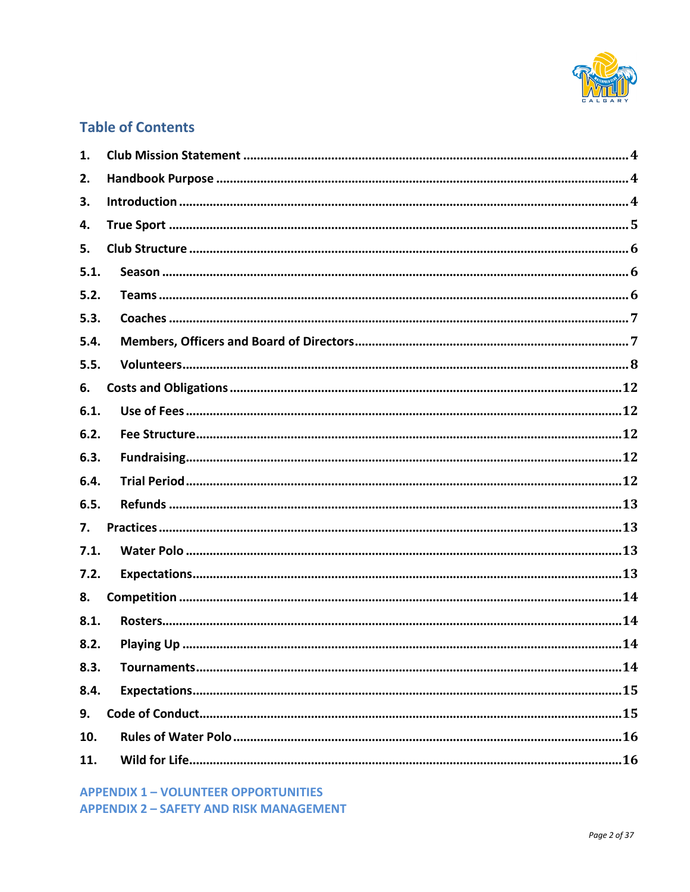## Table of Contents

1. Club Mission Statement ........ 4
2. Handbook Purpose ........ 4
3. Introduction ........ 4
4. True Sport ........ 5
5. Club Structure ........ 6
   - 5.1. Season ........ 6
   - 5.2. Teams ........ 6
   - 5.3. Coaches ........ 7
   - 5.4. Members, Officers and Board of Directors ........ 7
   - 5.5. Volunteers ........ 8
6. Costs and Obligations ........ 12
   - 6.1. Use of Fees ........ 12
   - 6.2. Fee Structure ........ 12
   - 6.3. Fundraising ........ 12
   - 6.4. Trial Period ........ 12
   - 6.5. Refunds ........ 13
7. Practices ........ 13
   - 7.1. Water Polo ........ 13
   - 7.2. Expectations ........ 13
8. Competition ........ 14
   - 8.1. Rosters ........ 14
   - 8.2. Playing Up ........ 14
   - 8.3. Tournaments ........ 14
   - 8.4. Expectations ........ 15
9. Code of Conduct ........ 15
10. Rules of Water Polo ........ 16
11. Wild for Life ........ 16

APPENDIX 1 – VOLUNTEER OPPORTUNITIES

APPENDIX 2 – SAFETY AND RISK MANAGEMENT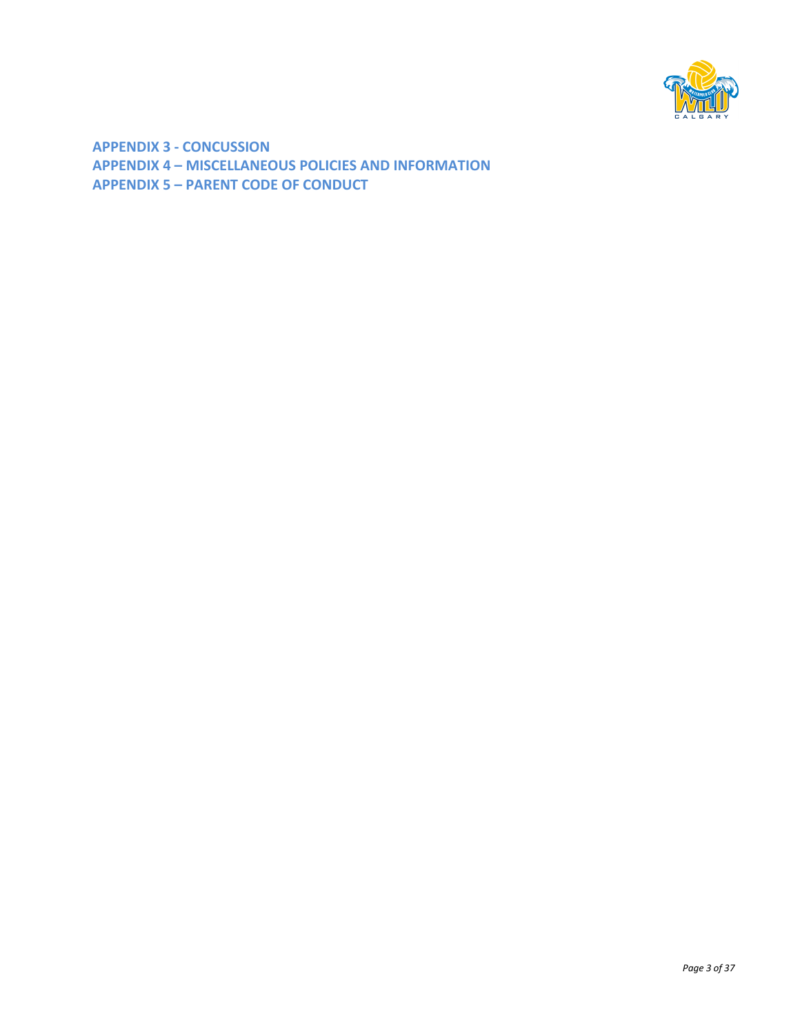**APPENDIX 3 - CONCUSSION**
**APPENDIX 4 – MISCELLANEOUS POLICIES AND INFORMATION**
**APPENDIX 5 – PARENT CODE OF CONDUCT**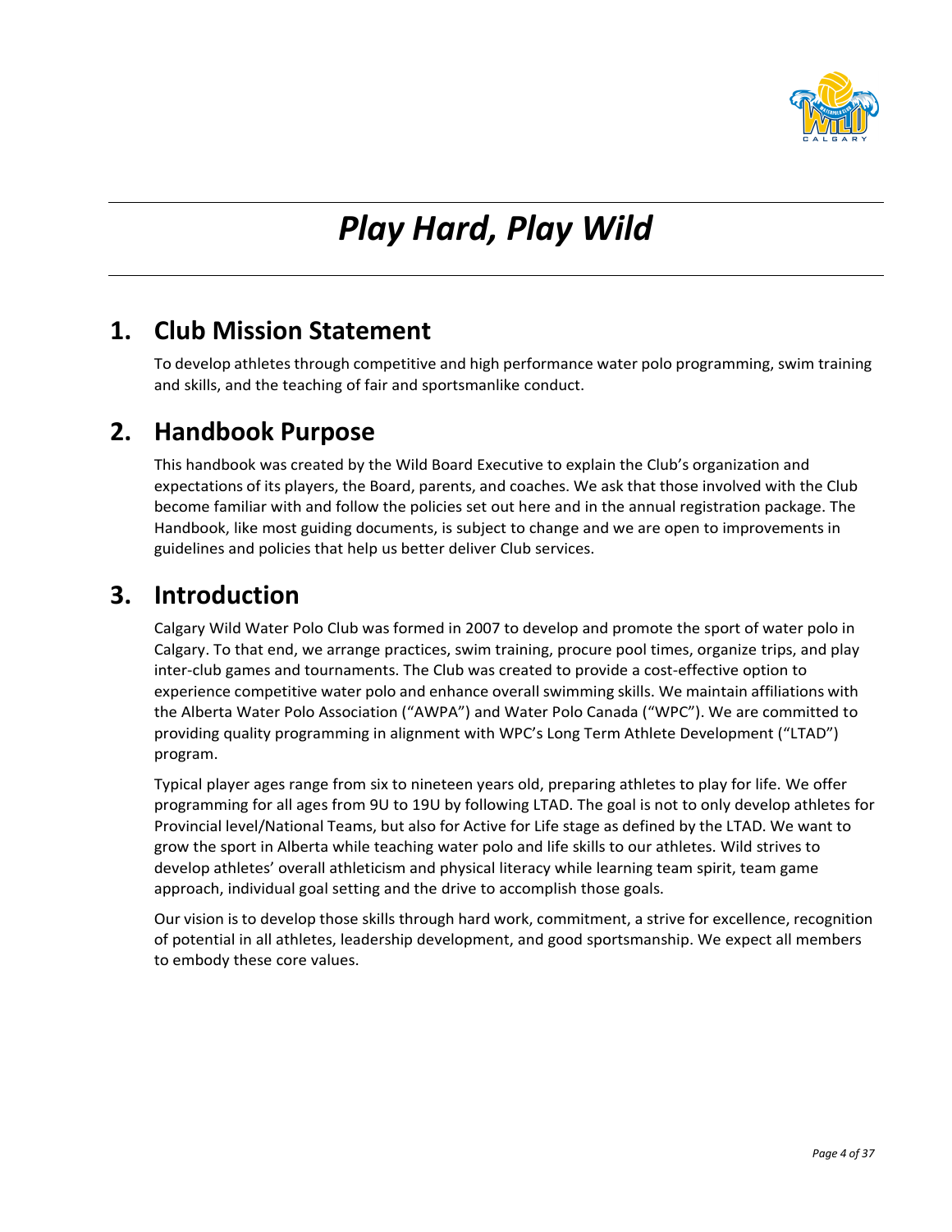# *Play Hard, Play Wild*

## 1. Club Mission Statement

To develop athletes through competitive and high performance water polo programming, swim training and skills, and the teaching of fair and sportsmanlike conduct.

## 2. Handbook Purpose

This handbook was created by the Wild Board Executive to explain the Club's organization and expectations of its players, the Board, parents, and coaches. We ask that those involved with the Club become familiar with and follow the policies set out here and in the annual registration package. The Handbook, like most guiding documents, is subject to change and we are open to improvements in guidelines and policies that help us better deliver Club services.

## 3. Introduction

Calgary Wild Water Polo Club was formed in 2007 to develop and promote the sport of water polo in Calgary. To that end, we arrange practices, swim training, procure pool times, organize trips, and play inter-club games and tournaments. The Club was created to provide a cost-effective option to experience competitive water polo and enhance overall swimming skills. We maintain affiliations with the Alberta Water Polo Association ("AWPA") and Water Polo Canada ("WPC"). We are committed to providing quality programming in alignment with WPC's Long Term Athlete Development ("LTAD") program.

Typical player ages range from six to nineteen years old, preparing athletes to play for life. We offer programming for all ages from 9U to 19U by following LTAD. The goal is not to only develop athletes for Provincial level/National Teams, but also for Active for Life stage as defined by the LTAD. We want to grow the sport in Alberta while teaching water polo and life skills to our athletes. Wild strives to develop athletes' overall athleticism and physical literacy while learning team spirit, team game approach, individual goal setting and the drive to accomplish those goals.

Our vision is to develop those skills through hard work, commitment, a strive for excellence, recognition of potential in all athletes, leadership development, and good sportsmanship. We expect all members to embody these core values.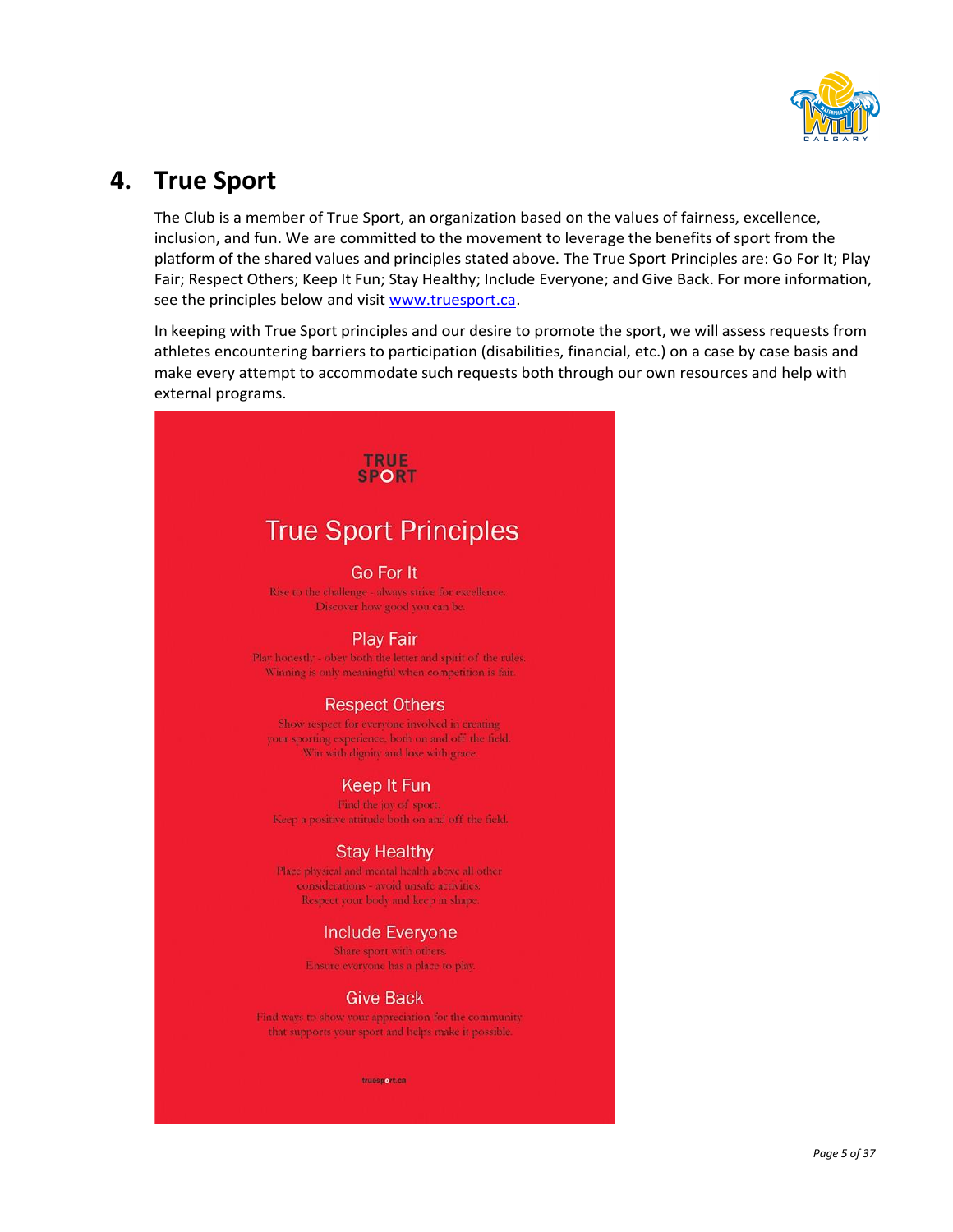## 4. True Sport

The Club is a member of True Sport, an organization based on the values of fairness, excellence, inclusion, and fun. We are committed to the movement to leverage the benefits of sport from the platform of the shared values and principles stated above. The True Sport Principles are: Go For It; Play Fair; Respect Others; Keep It Fun; Stay Healthy; Include Everyone; and Give Back. For more information, see the principles below and visit [www.truesport.ca](http://www.truesport.ca).

In keeping with True Sport principles and our desire to promote the sport, we will assess requests from athletes encountering barriers to participation (disabilities, financial, etc.) on a case by case basis and make every attempt to accommodate such requests both through our own resources and help with external programs.

TRUE SPORT

### True Sport Principles

**Go For It**

Rise to the challenge - always strive for excellence.
Discover how good you can be.

**Play Fair**

Play honestly - obey both the letter and spirit of the rules.
Winning is only meaningful when competition is fair.

**Respect Others**

Show respect for everyone involved in creating your sporting experience, both on and off the field.
Win with dignity and lose with grace.

**Keep It Fun**

Find the joy of sport.
Keep a positive attitude both on and off the field.

**Stay Healthy**

Place physical and mental health above all other considerations - avoid unsafe activities.
Respect your body and keep in shape.

**Include Everyone**

Share sport with others.
Ensure everyone has a place to play.

**Give Back**

Find ways to show your appreciation for the community that supports your sport and helps make it possible.

truesport.ca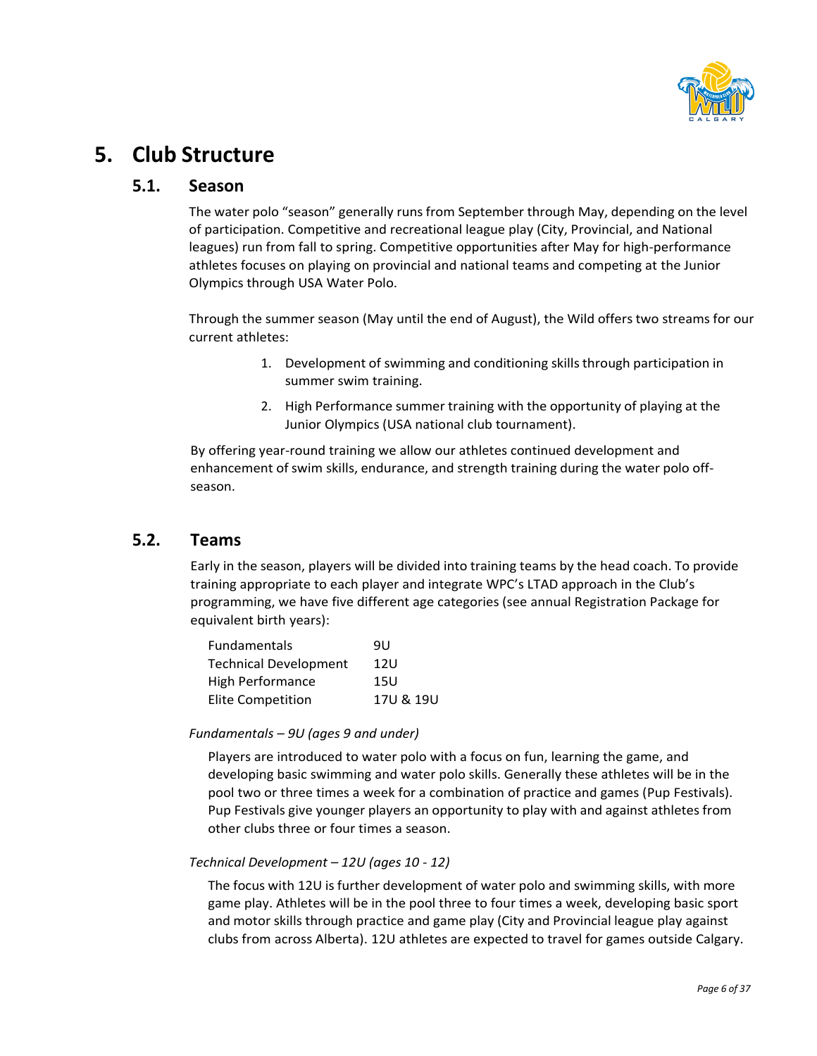# 5. Club Structure

## 5.1. Season

The water polo "season" generally runs from September through May, depending on the level of participation. Competitive and recreational league play (City, Provincial, and National leagues) run from fall to spring. Competitive opportunities after May for high-performance athletes focuses on playing on provincial and national teams and competing at the Junior Olympics through USA Water Polo.

Through the summer season (May until the end of August), the Wild offers two streams for our current athletes:

1. Development of swimming and conditioning skills through participation in summer swim training.
2. High Performance summer training with the opportunity of playing at the Junior Olympics (USA national club tournament).

By offering year-round training we allow our athletes continued development and enhancement of swim skills, endurance, and strength training during the water polo off-season.

## 5.2. Teams

Early in the season, players will be divided into training teams by the head coach. To provide training appropriate to each player and integrate WPC's LTAD approach in the Club's programming, we have five different age categories (see annual Registration Package for equivalent birth years):

| | |
|---|---|
| Fundamentals | 9U |
| Technical Development | 12U |
| High Performance | 15U |
| Elite Competition | 17U & 19U |

*Fundamentals – 9U (ages 9 and under)*

Players are introduced to water polo with a focus on fun, learning the game, and developing basic swimming and water polo skills. Generally these athletes will be in the pool two or three times a week for a combination of practice and games (Pup Festivals). Pup Festivals give younger players an opportunity to play with and against athletes from other clubs three or four times a season.

*Technical Development – 12U (ages 10 - 12)*

The focus with 12U is further development of water polo and swimming skills, with more game play. Athletes will be in the pool three to four times a week, developing basic sport and motor skills through practice and game play (City and Provincial league play against clubs from across Alberta). 12U athletes are expected to travel for games outside Calgary.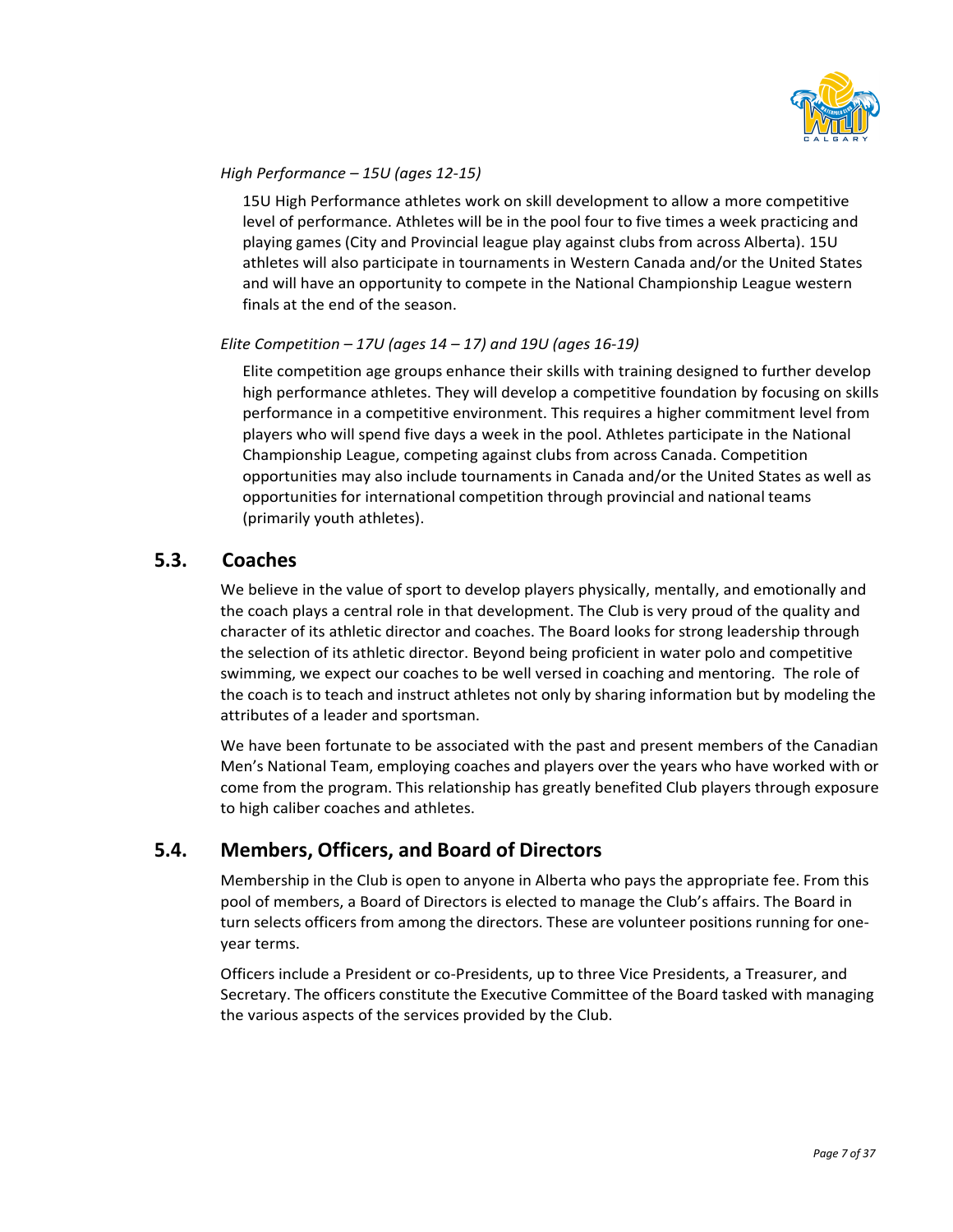*High Performance – 15U (ages 12-15)*

15U High Performance athletes work on skill development to allow a more competitive level of performance. Athletes will be in the pool four to five times a week practicing and playing games (City and Provincial league play against clubs from across Alberta). 15U athletes will also participate in tournaments in Western Canada and/or the United States and will have an opportunity to compete in the National Championship League western finals at the end of the season.

*Elite Competition – 17U (ages 14 – 17) and 19U (ages 16-19)*

Elite competition age groups enhance their skills with training designed to further develop high performance athletes. They will develop a competitive foundation by focusing on skills performance in a competitive environment. This requires a higher commitment level from players who will spend five days a week in the pool. Athletes participate in the National Championship League, competing against clubs from across Canada. Competition opportunities may also include tournaments in Canada and/or the United States as well as opportunities for international competition through provincial and national teams (primarily youth athletes).

## 5.3. Coaches

We believe in the value of sport to develop players physically, mentally, and emotionally and the coach plays a central role in that development. The Club is very proud of the quality and character of its athletic director and coaches. The Board looks for strong leadership through the selection of its athletic director. Beyond being proficient in water polo and competitive swimming, we expect our coaches to be well versed in coaching and mentoring. The role of the coach is to teach and instruct athletes not only by sharing information but by modeling the attributes of a leader and sportsman.

We have been fortunate to be associated with the past and present members of the Canadian Men's National Team, employing coaches and players over the years who have worked with or come from the program. This relationship has greatly benefited Club players through exposure to high caliber coaches and athletes.

## 5.4. Members, Officers, and Board of Directors

Membership in the Club is open to anyone in Alberta who pays the appropriate fee. From this pool of members, a Board of Directors is elected to manage the Club's affairs. The Board in turn selects officers from among the directors. These are volunteer positions running for one-year terms.

Officers include a President or co-Presidents, up to three Vice Presidents, a Treasurer, and Secretary. The officers constitute the Executive Committee of the Board tasked with managing the various aspects of the services provided by the Club.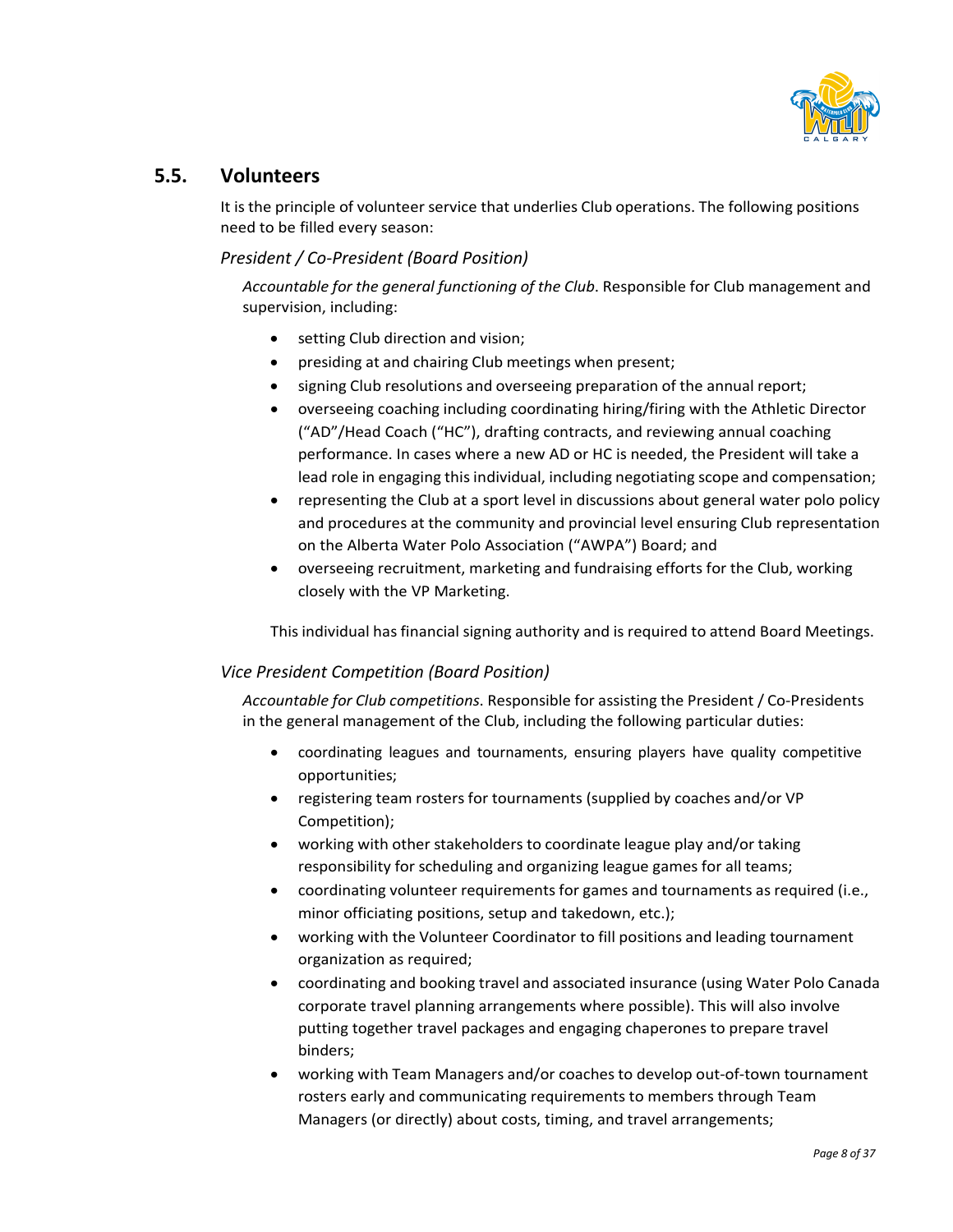## 5.5. Volunteers

It is the principle of volunteer service that underlies Club operations. The following positions need to be filled every season:

### *President / Co-President (Board Position)*

*Accountable for the general functioning of the Club*. Responsible for Club management and supervision, including:

- setting Club direction and vision;
- presiding at and chairing Club meetings when present;
- signing Club resolutions and overseeing preparation of the annual report;
- overseeing coaching including coordinating hiring/firing with the Athletic Director ("AD"/Head Coach ("HC"), drafting contracts, and reviewing annual coaching performance. In cases where a new AD or HC is needed, the President will take a lead role in engaging this individual, including negotiating scope and compensation;
- representing the Club at a sport level in discussions about general water polo policy and procedures at the community and provincial level ensuring Club representation on the Alberta Water Polo Association ("AWPA") Board; and
- overseeing recruitment, marketing and fundraising efforts for the Club, working closely with the VP Marketing.

This individual has financial signing authority and is required to attend Board Meetings.

### *Vice President Competition (Board Position)*

*Accountable for Club competitions*. Responsible for assisting the President / Co-Presidents in the general management of the Club, including the following particular duties:

- coordinating leagues and tournaments, ensuring players have quality competitive opportunities;
- registering team rosters for tournaments (supplied by coaches and/or VP Competition);
- working with other stakeholders to coordinate league play and/or taking responsibility for scheduling and organizing league games for all teams;
- coordinating volunteer requirements for games and tournaments as required (i.e., minor officiating positions, setup and takedown, etc.);
- working with the Volunteer Coordinator to fill positions and leading tournament organization as required;
- coordinating and booking travel and associated insurance (using Water Polo Canada corporate travel planning arrangements where possible). This will also involve putting together travel packages and engaging chaperones to prepare travel binders;
- working with Team Managers and/or coaches to develop out-of-town tournament rosters early and communicating requirements to members through Team Managers (or directly) about costs, timing, and travel arrangements;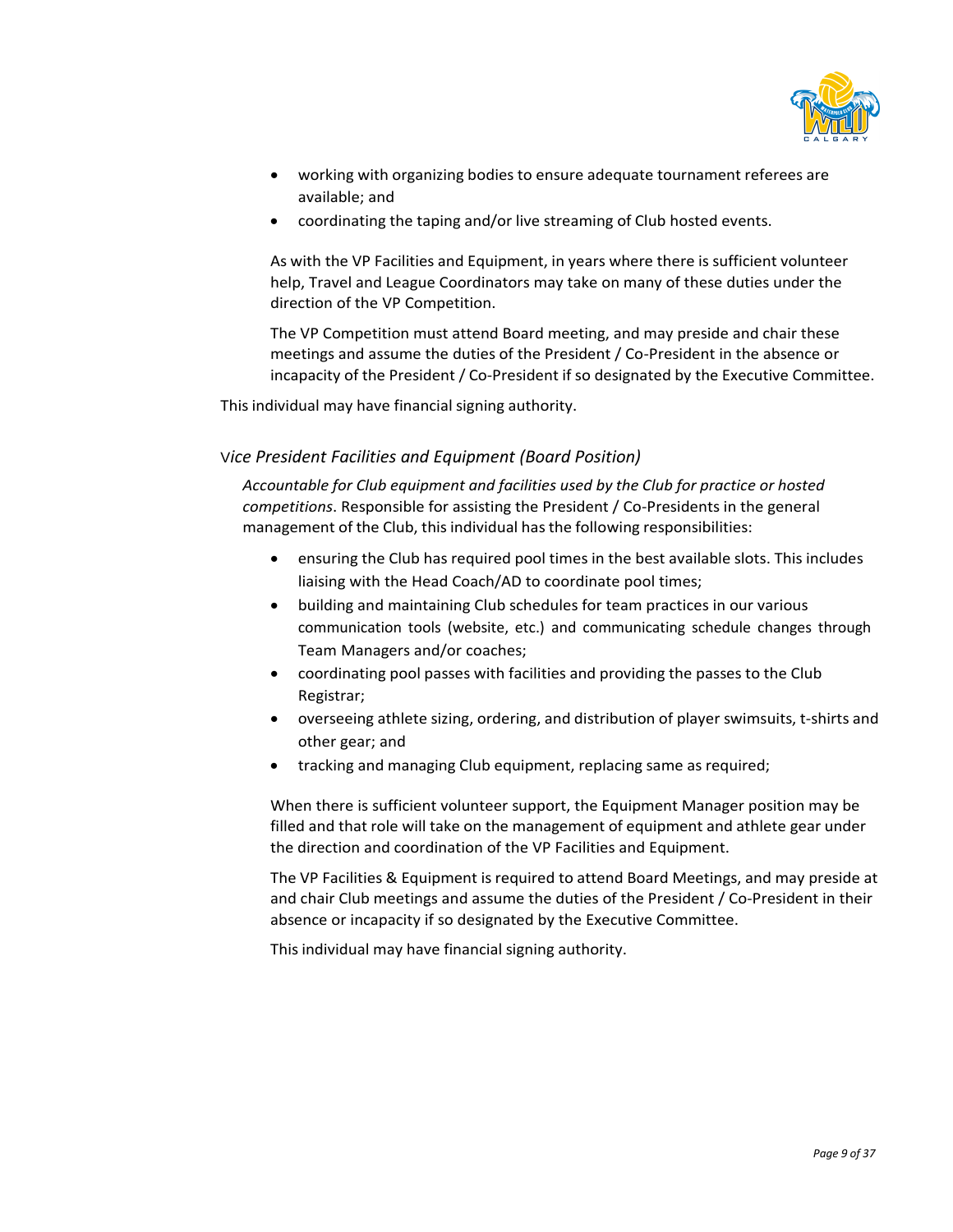- working with organizing bodies to ensure adequate tournament referees are available; and
- coordinating the taping and/or live streaming of Club hosted events.

As with the VP Facilities and Equipment, in years where there is sufficient volunteer help, Travel and League Coordinators may take on many of these duties under the direction of the VP Competition.

The VP Competition must attend Board meeting, and may preside and chair these meetings and assume the duties of the President / Co-President in the absence or incapacity of the President / Co-President if so designated by the Executive Committee.

This individual may have financial signing authority.

### *Vice President Facilities and Equipment (Board Position)*

*Accountable for Club equipment and facilities used by the Club for practice or hosted competitions*. Responsible for assisting the President / Co-Presidents in the general management of the Club, this individual has the following responsibilities:

- ensuring the Club has required pool times in the best available slots. This includes liaising with the Head Coach/AD to coordinate pool times;
- building and maintaining Club schedules for team practices in our various communication tools (website, etc.) and communicating schedule changes through Team Managers and/or coaches;
- coordinating pool passes with facilities and providing the passes to the Club Registrar;
- overseeing athlete sizing, ordering, and distribution of player swimsuits, t-shirts and other gear; and
- tracking and managing Club equipment, replacing same as required;

When there is sufficient volunteer support, the Equipment Manager position may be filled and that role will take on the management of equipment and athlete gear under the direction and coordination of the VP Facilities and Equipment.

The VP Facilities & Equipment is required to attend Board Meetings, and may preside at and chair Club meetings and assume the duties of the President / Co-President in their absence or incapacity if so designated by the Executive Committee.

This individual may have financial signing authority.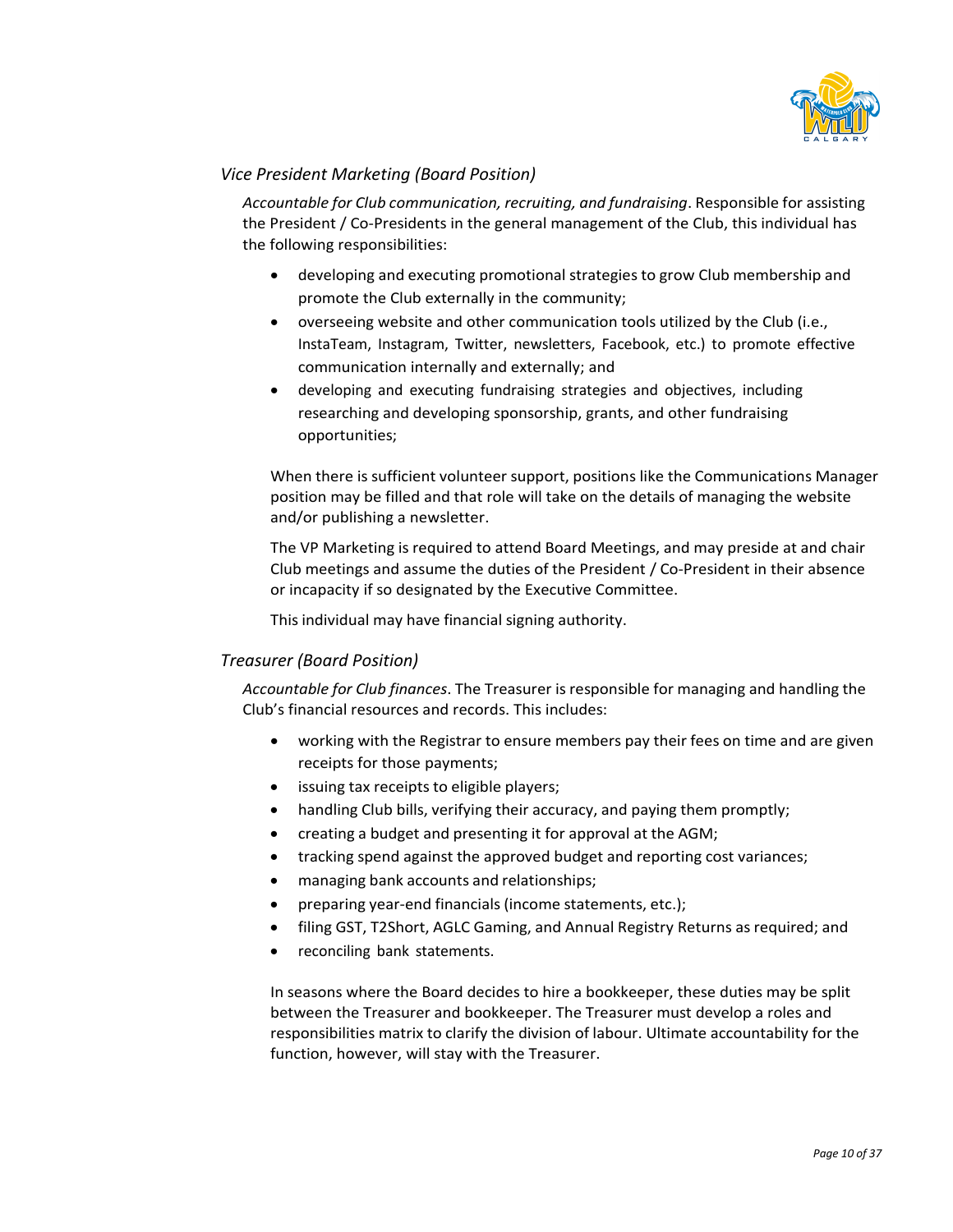### *Vice President Marketing (Board Position)*

*Accountable for Club communication, recruiting, and fundraising*. Responsible for assisting the President / Co-Presidents in the general management of the Club, this individual has the following responsibilities:

- developing and executing promotional strategies to grow Club membership and promote the Club externally in the community;
- overseeing website and other communication tools utilized by the Club (i.e., InstaTeam, Instagram, Twitter, newsletters, Facebook, etc.) to promote effective communication internally and externally; and
- developing and executing fundraising strategies and objectives, including researching and developing sponsorship, grants, and other fundraising opportunities;

When there is sufficient volunteer support, positions like the Communications Manager position may be filled and that role will take on the details of managing the website and/or publishing a newsletter.

The VP Marketing is required to attend Board Meetings, and may preside at and chair Club meetings and assume the duties of the President / Co-President in their absence or incapacity if so designated by the Executive Committee.

This individual may have financial signing authority.

### *Treasurer (Board Position)*

*Accountable for Club finances*. The Treasurer is responsible for managing and handling the Club's financial resources and records. This includes:

- working with the Registrar to ensure members pay their fees on time and are given receipts for those payments;
- issuing tax receipts to eligible players;
- handling Club bills, verifying their accuracy, and paying them promptly;
- creating a budget and presenting it for approval at the AGM;
- tracking spend against the approved budget and reporting cost variances;
- managing bank accounts and relationships;
- preparing year-end financials (income statements, etc.);
- filing GST, T2Short, AGLC Gaming, and Annual Registry Returns as required; and
- reconciling bank statements.

In seasons where the Board decides to hire a bookkeeper, these duties may be split between the Treasurer and bookkeeper. The Treasurer must develop a roles and responsibilities matrix to clarify the division of labour. Ultimate accountability for the function, however, will stay with the Treasurer.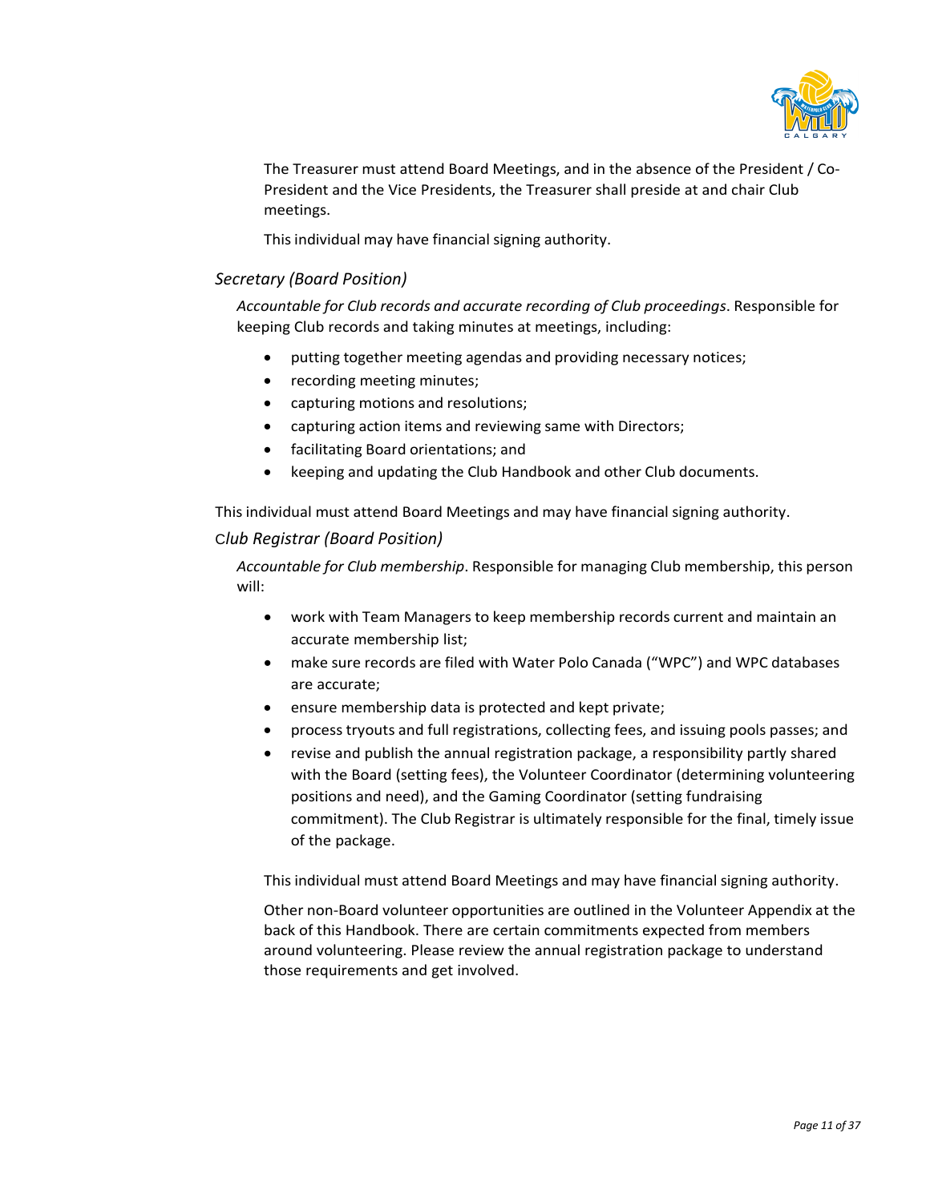The Treasurer must attend Board Meetings, and in the absence of the President / Co-President and the Vice Presidents, the Treasurer shall preside at and chair Club meetings.

This individual may have financial signing authority.

### *Secretary (Board Position)*

*Accountable for Club records and accurate recording of Club proceedings*. Responsible for keeping Club records and taking minutes at meetings, including:

- putting together meeting agendas and providing necessary notices;
- recording meeting minutes;
- capturing motions and resolutions;
- capturing action items and reviewing same with Directors;
- facilitating Board orientations; and
- keeping and updating the Club Handbook and other Club documents.

This individual must attend Board Meetings and may have financial signing authority.

### *Club Registrar (Board Position)*

*Accountable for Club membership*. Responsible for managing Club membership, this person will:

- work with Team Managers to keep membership records current and maintain an accurate membership list;
- make sure records are filed with Water Polo Canada ("WPC") and WPC databases are accurate;
- ensure membership data is protected and kept private;
- process tryouts and full registrations, collecting fees, and issuing pools passes; and
- revise and publish the annual registration package, a responsibility partly shared with the Board (setting fees), the Volunteer Coordinator (determining volunteering positions and need), and the Gaming Coordinator (setting fundraising commitment). The Club Registrar is ultimately responsible for the final, timely issue of the package.

This individual must attend Board Meetings and may have financial signing authority.

Other non-Board volunteer opportunities are outlined in the Volunteer Appendix at the back of this Handbook. There are certain commitments expected from members around volunteering. Please review the annual registration package to understand those requirements and get involved.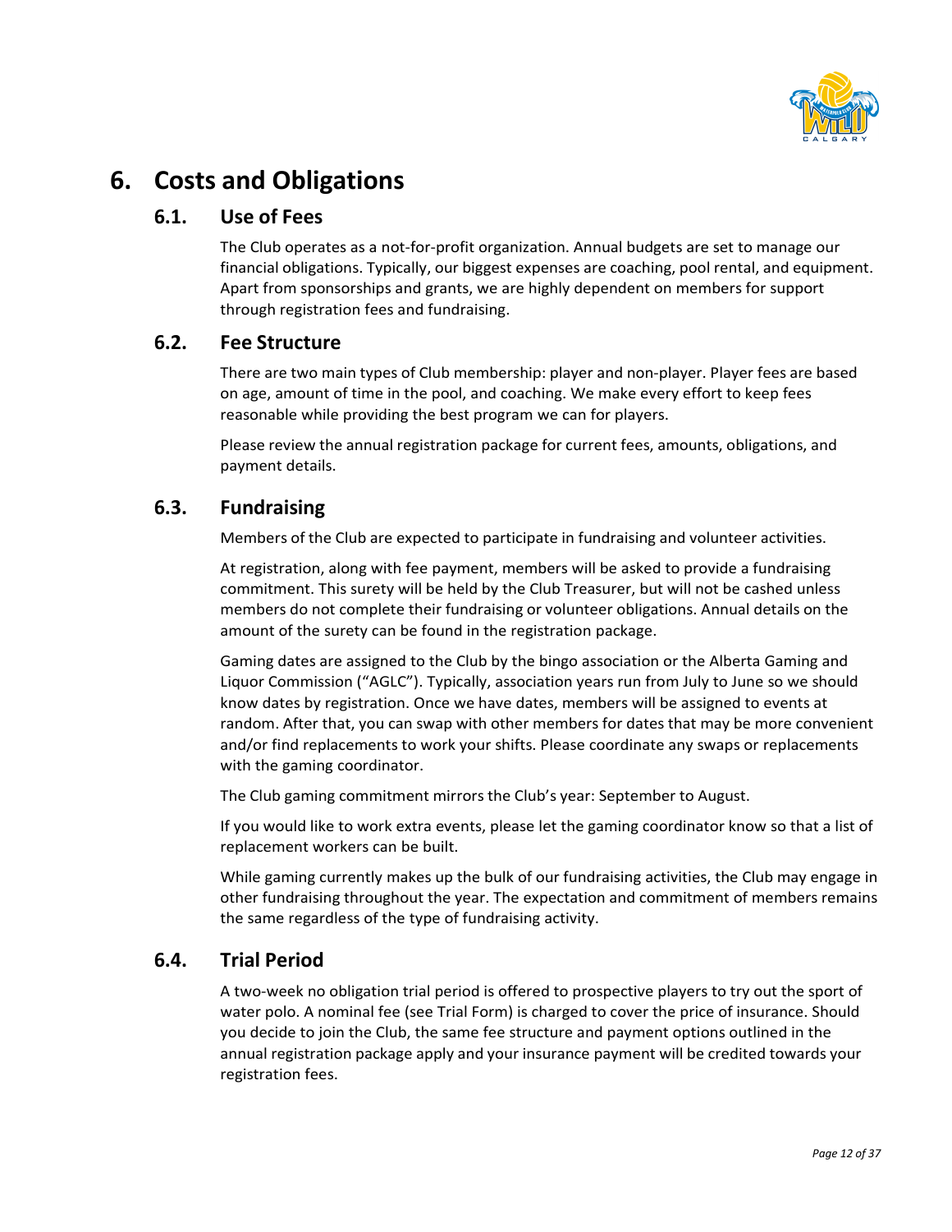# 6. Costs and Obligations

## 6.1. Use of Fees

The Club operates as a not-for-profit organization. Annual budgets are set to manage our financial obligations. Typically, our biggest expenses are coaching, pool rental, and equipment. Apart from sponsorships and grants, we are highly dependent on members for support through registration fees and fundraising.

## 6.2. Fee Structure

There are two main types of Club membership: player and non-player. Player fees are based on age, amount of time in the pool, and coaching. We make every effort to keep fees reasonable while providing the best program we can for players.

Please review the annual registration package for current fees, amounts, obligations, and payment details.

## 6.3. Fundraising

Members of the Club are expected to participate in fundraising and volunteer activities.

At registration, along with fee payment, members will be asked to provide a fundraising commitment. This surety will be held by the Club Treasurer, but will not be cashed unless members do not complete their fundraising or volunteer obligations. Annual details on the amount of the surety can be found in the registration package.

Gaming dates are assigned to the Club by the bingo association or the Alberta Gaming and Liquor Commission ("AGLC"). Typically, association years run from July to June so we should know dates by registration. Once we have dates, members will be assigned to events at random. After that, you can swap with other members for dates that may be more convenient and/or find replacements to work your shifts. Please coordinate any swaps or replacements with the gaming coordinator.

The Club gaming commitment mirrors the Club's year: September to August.

If you would like to work extra events, please let the gaming coordinator know so that a list of replacement workers can be built.

While gaming currently makes up the bulk of our fundraising activities, the Club may engage in other fundraising throughout the year. The expectation and commitment of members remains the same regardless of the type of fundraising activity.

## 6.4. Trial Period

A two-week no obligation trial period is offered to prospective players to try out the sport of water polo. A nominal fee (see Trial Form) is charged to cover the price of insurance. Should you decide to join the Club, the same fee structure and payment options outlined in the annual registration package apply and your insurance payment will be credited towards your registration fees.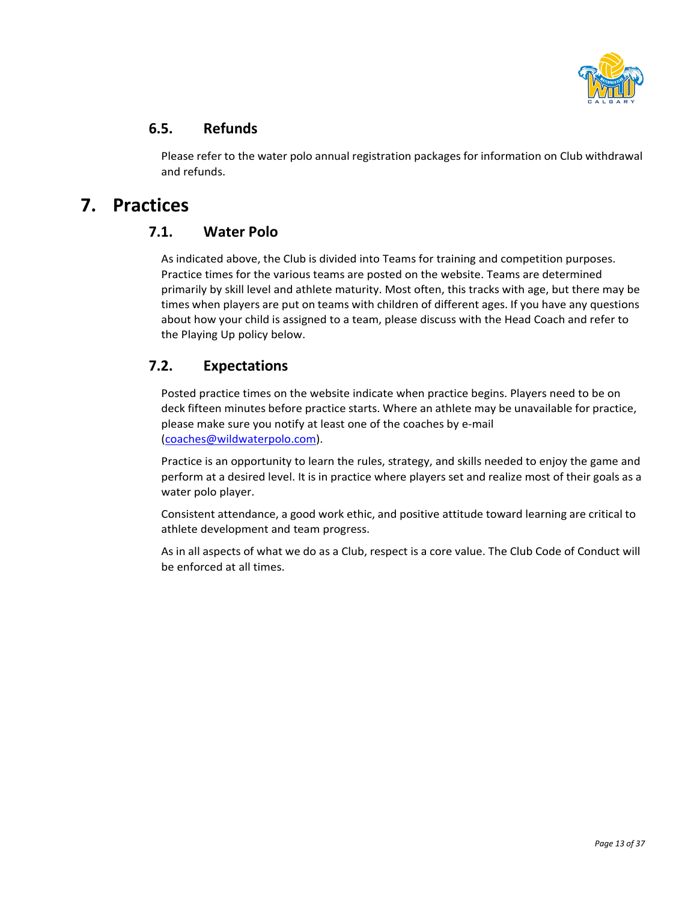### 6.5. Refunds

Please refer to the water polo annual registration packages for information on Club withdrawal and refunds.

## 7. Practices

### 7.1. Water Polo

As indicated above, the Club is divided into Teams for training and competition purposes. Practice times for the various teams are posted on the website. Teams are determined primarily by skill level and athlete maturity. Most often, this tracks with age, but there may be times when players are put on teams with children of different ages. If you have any questions about how your child is assigned to a team, please discuss with the Head Coach and refer to the Playing Up policy below.

### 7.2. Expectations

Posted practice times on the website indicate when practice begins. Players need to be on deck fifteen minutes before practice starts. Where an athlete may be unavailable for practice, please make sure you notify at least one of the coaches by e-mail (coaches@wildwaterpolo.com).

Practice is an opportunity to learn the rules, strategy, and skills needed to enjoy the game and perform at a desired level. It is in practice where players set and realize most of their goals as a water polo player.

Consistent attendance, a good work ethic, and positive attitude toward learning are critical to athlete development and team progress.

As in all aspects of what we do as a Club, respect is a core value. The Club Code of Conduct will be enforced at all times.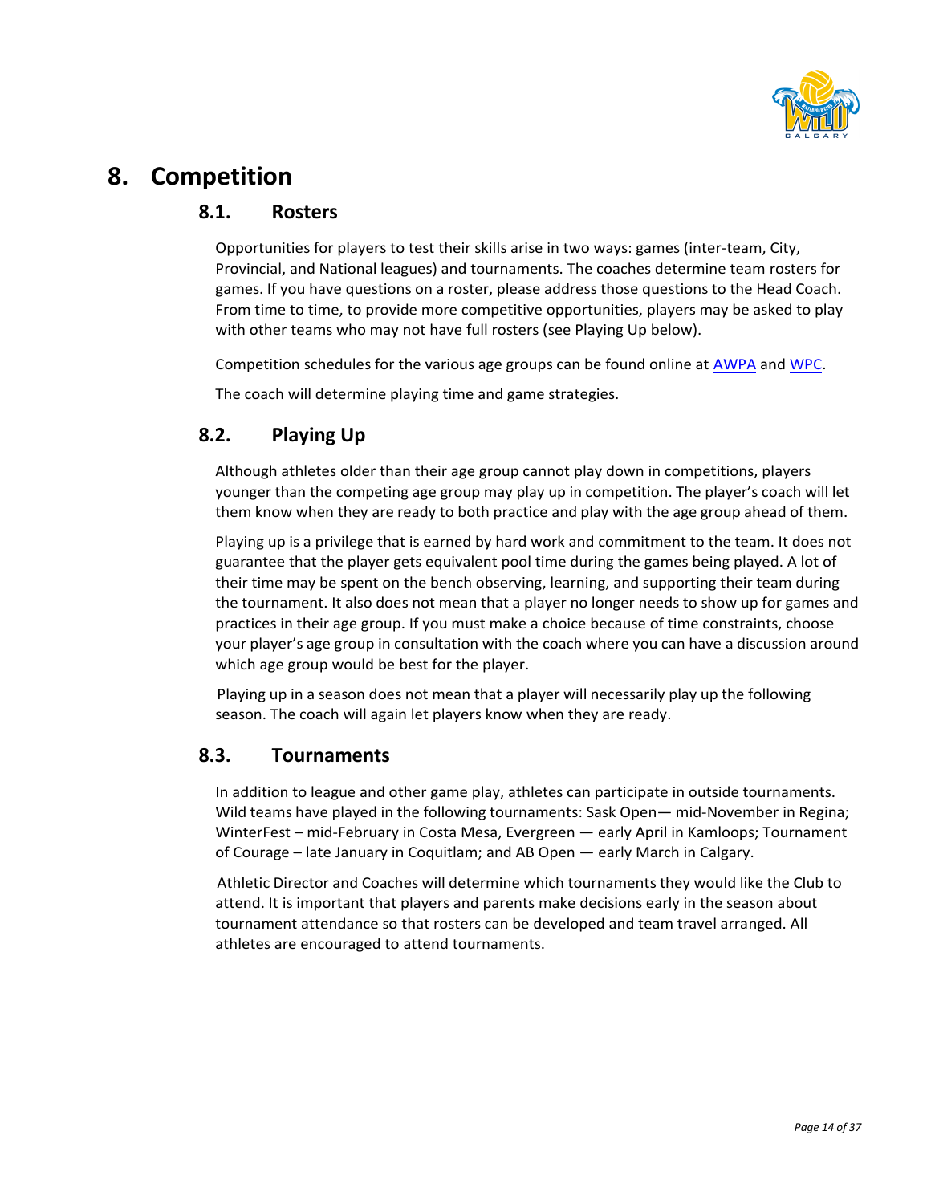# 8. Competition

## 8.1. Rosters

Opportunities for players to test their skills arise in two ways: games (inter-team, City, Provincial, and National leagues) and tournaments. The coaches determine team rosters for games. If you have questions on a roster, please address those questions to the Head Coach. From time to time, to provide more competitive opportunities, players may be asked to play with other teams who may not have full rosters (see Playing Up below).

Competition schedules for the various age groups can be found online at AWPA and WPC.

The coach will determine playing time and game strategies.

## 8.2. Playing Up

Although athletes older than their age group cannot play down in competitions, players younger than the competing age group may play up in competition. The player's coach will let them know when they are ready to both practice and play with the age group ahead of them.

Playing up is a privilege that is earned by hard work and commitment to the team. It does not guarantee that the player gets equivalent pool time during the games being played. A lot of their time may be spent on the bench observing, learning, and supporting their team during the tournament. It also does not mean that a player no longer needs to show up for games and practices in their age group. If you must make a choice because of time constraints, choose your player's age group in consultation with the coach where you can have a discussion around which age group would be best for the player.

Playing up in a season does not mean that a player will necessarily play up the following season. The coach will again let players know when they are ready.

## 8.3. Tournaments

In addition to league and other game play, athletes can participate in outside tournaments. Wild teams have played in the following tournaments: Sask Open— mid-November in Regina; WinterFest – mid-February in Costa Mesa, Evergreen — early April in Kamloops; Tournament of Courage – late January in Coquitlam; and AB Open — early March in Calgary.

Athletic Director and Coaches will determine which tournaments they would like the Club to attend. It is important that players and parents make decisions early in the season about tournament attendance so that rosters can be developed and team travel arranged. All athletes are encouraged to attend tournaments.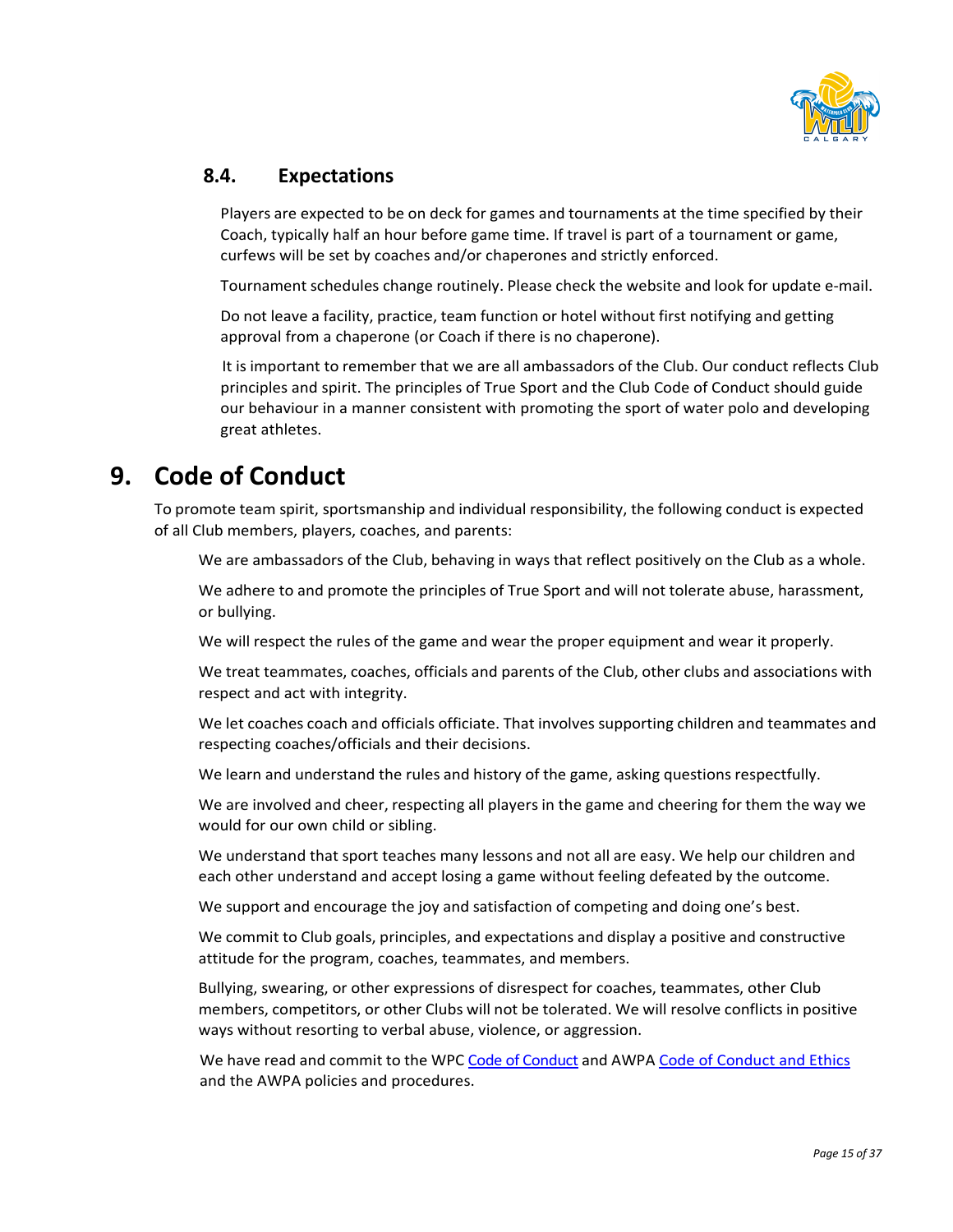### 8.4. Expectations

Players are expected to be on deck for games and tournaments at the time specified by their Coach, typically half an hour before game time. If travel is part of a tournament or game, curfews will be set by coaches and/or chaperones and strictly enforced.

Tournament schedules change routinely. Please check the website and look for update e-mail.

Do not leave a facility, practice, team function or hotel without first notifying and getting approval from a chaperone (or Coach if there is no chaperone).

It is important to remember that we are all ambassadors of the Club. Our conduct reflects Club principles and spirit. The principles of True Sport and the Club Code of Conduct should guide our behaviour in a manner consistent with promoting the sport of water polo and developing great athletes.

# 9. Code of Conduct

To promote team spirit, sportsmanship and individual responsibility, the following conduct is expected of all Club members, players, coaches, and parents:

We are ambassadors of the Club, behaving in ways that reflect positively on the Club as a whole.

We adhere to and promote the principles of True Sport and will not tolerate abuse, harassment, or bullying.

We will respect the rules of the game and wear the proper equipment and wear it properly.

We treat teammates, coaches, officials and parents of the Club, other clubs and associations with respect and act with integrity.

We let coaches coach and officials officiate. That involves supporting children and teammates and respecting coaches/officials and their decisions.

We learn and understand the rules and history of the game, asking questions respectfully.

We are involved and cheer, respecting all players in the game and cheering for them the way we would for our own child or sibling.

We understand that sport teaches many lessons and not all are easy. We help our children and each other understand and accept losing a game without feeling defeated by the outcome.

We support and encourage the joy and satisfaction of competing and doing one's best.

We commit to Club goals, principles, and expectations and display a positive and constructive attitude for the program, coaches, teammates, and members.

Bullying, swearing, or other expressions of disrespect for coaches, teammates, other Club members, competitors, or other Clubs will not be tolerated. We will resolve conflicts in positive ways without resorting to verbal abuse, violence, or aggression.

We have read and commit to the WPC Code of Conduct and AWPA Code of Conduct and Ethics and the AWPA policies and procedures.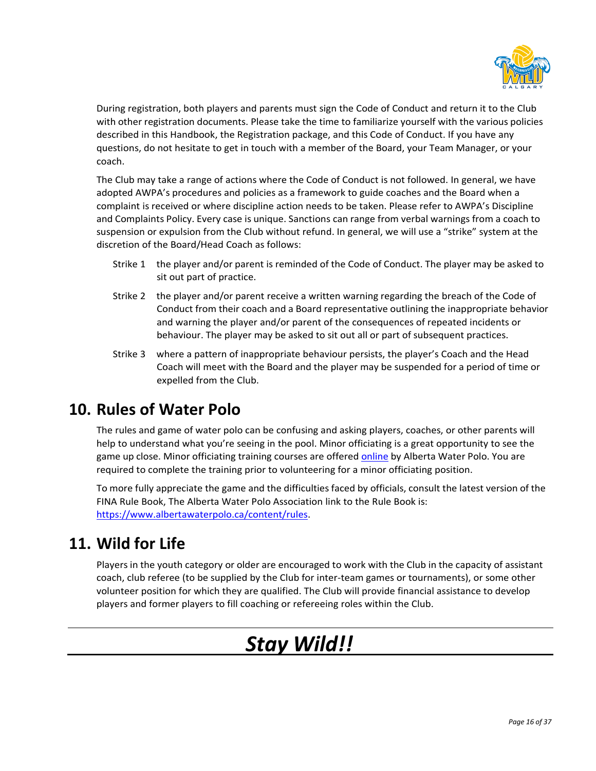During registration, both players and parents must sign the Code of Conduct and return it to the Club with other registration documents. Please take the time to familiarize yourself with the various policies described in this Handbook, the Registration package, and this Code of Conduct. If you have any questions, do not hesitate to get in touch with a member of the Board, your Team Manager, or your coach.

The Club may take a range of actions where the Code of Conduct is not followed. In general, we have adopted AWPA's procedures and policies as a framework to guide coaches and the Board when a complaint is received or where discipline action needs to be taken. Please refer to AWPA's Discipline and Complaints Policy. Every case is unique. Sanctions can range from verbal warnings from a coach to suspension or expulsion from the Club without refund. In general, we will use a "strike" system at the discretion of the Board/Head Coach as follows:

- Strike 1 the player and/or parent is reminded of the Code of Conduct. The player may be asked to sit out part of practice.
- Strike 2 the player and/or parent receive a written warning regarding the breach of the Code of Conduct from their coach and a Board representative outlining the inappropriate behavior and warning the player and/or parent of the consequences of repeated incidents or behaviour. The player may be asked to sit out all or part of subsequent practices.
- Strike 3 where a pattern of inappropriate behaviour persists, the player's Coach and the Head Coach will meet with the Board and the player may be suspended for a period of time or expelled from the Club.

# 10. Rules of Water Polo

The rules and game of water polo can be confusing and asking players, coaches, or other parents will help to understand what you're seeing in the pool. Minor officiating is a great opportunity to see the game up close. Minor officiating training courses are offered online by Alberta Water Polo. You are required to complete the training prior to volunteering for a minor officiating position.

To more fully appreciate the game and the difficulties faced by officials, consult the latest version of the FINA Rule Book, The Alberta Water Polo Association link to the Rule Book is: https://www.albertawaterpolo.ca/content/rules.

# 11. Wild for Life

Players in the youth category or older are encouraged to work with the Club in the capacity of assistant coach, club referee (to be supplied by the Club for inter-team games or tournaments), or some other volunteer position for which they are qualified. The Club will provide financial assistance to develop players and former players to fill coaching or refereeing roles within the Club.

---

***Stay Wild!!***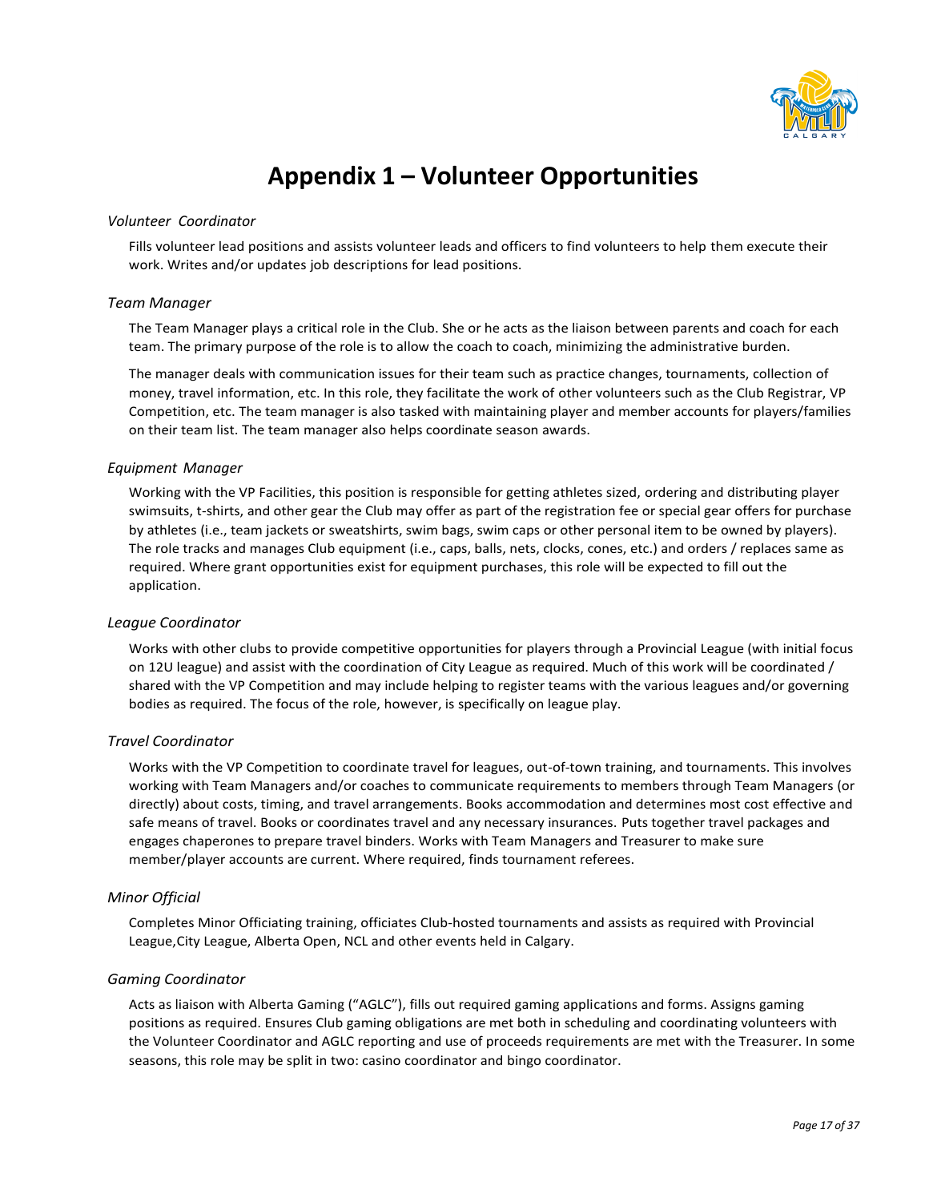# Appendix 1 – Volunteer Opportunities

*Volunteer Coordinator*

Fills volunteer lead positions and assists volunteer leads and officers to find volunteers to help them execute their work. Writes and/or updates job descriptions for lead positions.

*Team Manager*

The Team Manager plays a critical role in the Club. She or he acts as the liaison between parents and coach for each team. The primary purpose of the role is to allow the coach to coach, minimizing the administrative burden.

The manager deals with communication issues for their team such as practice changes, tournaments, collection of money, travel information, etc. In this role, they facilitate the work of other volunteers such as the Club Registrar, VP Competition, etc. The team manager is also tasked with maintaining player and member accounts for players/families on their team list. The team manager also helps coordinate season awards.

*Equipment Manager*

Working with the VP Facilities, this position is responsible for getting athletes sized, ordering and distributing player swimsuits, t-shirts, and other gear the Club may offer as part of the registration fee or special gear offers for purchase by athletes (i.e., team jackets or sweatshirts, swim bags, swim caps or other personal item to be owned by players). The role tracks and manages Club equipment (i.e., caps, balls, nets, clocks, cones, etc.) and orders / replaces same as required. Where grant opportunities exist for equipment purchases, this role will be expected to fill out the application.

*League Coordinator*

Works with other clubs to provide competitive opportunities for players through a Provincial League (with initial focus on 12U league) and assist with the coordination of City League as required. Much of this work will be coordinated / shared with the VP Competition and may include helping to register teams with the various leagues and/or governing bodies as required. The focus of the role, however, is specifically on league play.

*Travel Coordinator*

Works with the VP Competition to coordinate travel for leagues, out-of-town training, and tournaments. This involves working with Team Managers and/or coaches to communicate requirements to members through Team Managers (or directly) about costs, timing, and travel arrangements. Books accommodation and determines most cost effective and safe means of travel. Books or coordinates travel and any necessary insurances. Puts together travel packages and engages chaperones to prepare travel binders. Works with Team Managers and Treasurer to make sure member/player accounts are current. Where required, finds tournament referees.

*Minor Official*

Completes Minor Officiating training, officiates Club-hosted tournaments and assists as required with Provincial League,City League, Alberta Open, NCL and other events held in Calgary.

*Gaming Coordinator*

Acts as liaison with Alberta Gaming ("AGLC"), fills out required gaming applications and forms. Assigns gaming positions as required. Ensures Club gaming obligations are met both in scheduling and coordinating volunteers with the Volunteer Coordinator and AGLC reporting and use of proceeds requirements are met with the Treasurer. In some seasons, this role may be split in two: casino coordinator and bingo coordinator.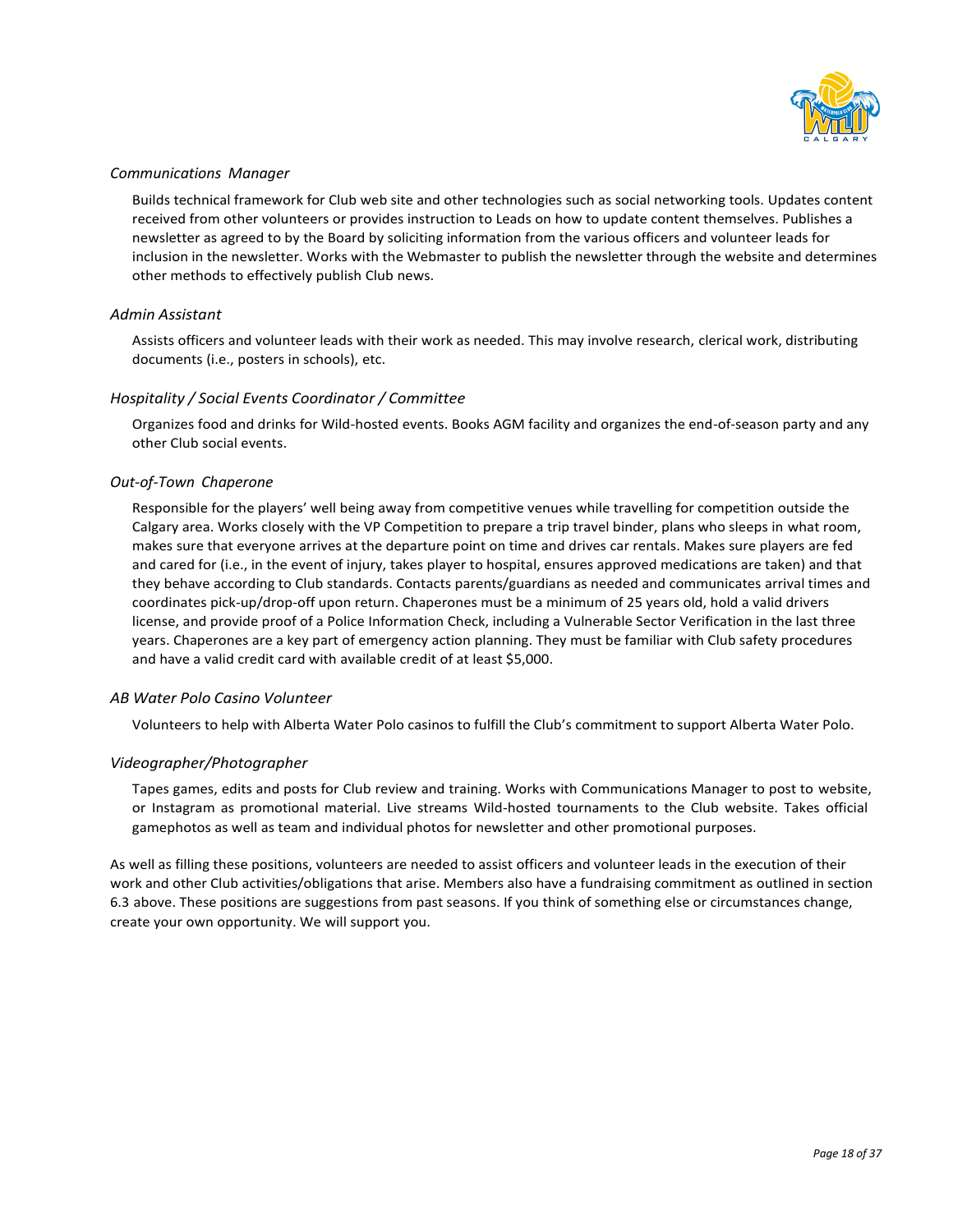*Communications Manager*

Builds technical framework for Club web site and other technologies such as social networking tools. Updates content received from other volunteers or provides instruction to Leads on how to update content themselves. Publishes a newsletter as agreed to by the Board by soliciting information from the various officers and volunteer leads for inclusion in the newsletter. Works with the Webmaster to publish the newsletter through the website and determines other methods to effectively publish Club news.

*Admin Assistant*

Assists officers and volunteer leads with their work as needed. This may involve research, clerical work, distributing documents (i.e., posters in schools), etc.

*Hospitality / Social Events Coordinator / Committee*

Organizes food and drinks for Wild-hosted events. Books AGM facility and organizes the end-of-season party and any other Club social events.

*Out-of-Town Chaperone*

Responsible for the players' well being away from competitive venues while travelling for competition outside the Calgary area. Works closely with the VP Competition to prepare a trip travel binder, plans who sleeps in what room, makes sure that everyone arrives at the departure point on time and drives car rentals. Makes sure players are fed and cared for (i.e., in the event of injury, takes player to hospital, ensures approved medications are taken) and that they behave according to Club standards. Contacts parents/guardians as needed and communicates arrival times and coordinates pick-up/drop-off upon return. Chaperones must be a minimum of 25 years old, hold a valid drivers license, and provide proof of a Police Information Check, including a Vulnerable Sector Verification in the last three years. Chaperones are a key part of emergency action planning. They must be familiar with Club safety procedures and have a valid credit card with available credit of at least $5,000.

*AB Water Polo Casino Volunteer*

Volunteers to help with Alberta Water Polo casinos to fulfill the Club's commitment to support Alberta Water Polo.

*Videographer/Photographer*

Tapes games, edits and posts for Club review and training. Works with Communications Manager to post to website, or Instagram as promotional material. Live streams Wild-hosted tournaments to the Club website. Takes official gamephotos as well as team and individual photos for newsletter and other promotional purposes.

As well as filling these positions, volunteers are needed to assist officers and volunteer leads in the execution of their work and other Club activities/obligations that arise. Members also have a fundraising commitment as outlined in section 6.3 above. These positions are suggestions from past seasons. If you think of something else or circumstances change, create your own opportunity. We will support you.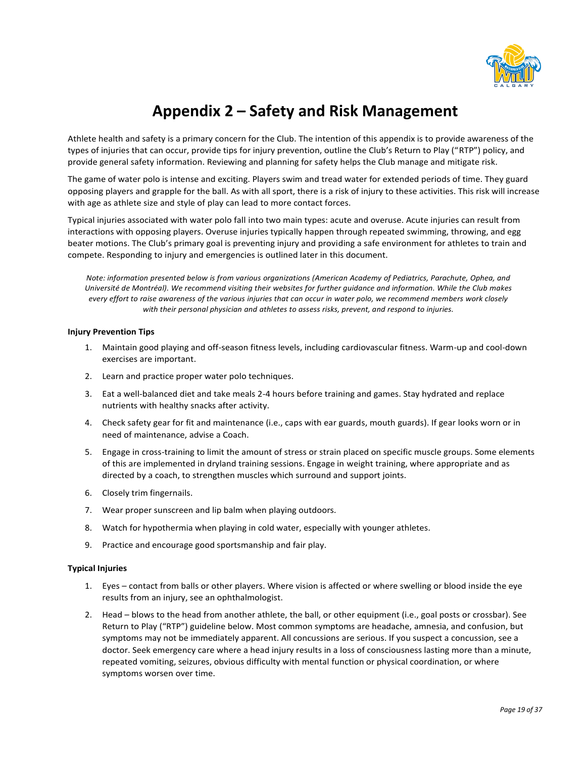# Appendix 2 – Safety and Risk Management

Athlete health and safety is a primary concern for the Club. The intention of this appendix is to provide awareness of the types of injuries that can occur, provide tips for injury prevention, outline the Club's Return to Play ("RTP") policy, and provide general safety information. Reviewing and planning for safety helps the Club manage and mitigate risk.

The game of water polo is intense and exciting. Players swim and tread water for extended periods of time. They guard opposing players and grapple for the ball. As with all sport, there is a risk of injury to these activities. This risk will increase with age as athlete size and style of play can lead to more contact forces.

Typical injuries associated with water polo fall into two main types: acute and overuse. Acute injuries can result from interactions with opposing players. Overuse injuries typically happen through repeated swimming, throwing, and egg beater motions. The Club's primary goal is preventing injury and providing a safe environment for athletes to train and compete. Responding to injury and emergencies is outlined later in this document.

*Note: information presented below is from various organizations (American Academy of Pediatrics, Parachute, Ophea, and Université de Montréal). We recommend visiting their websites for further guidance and information. While the Club makes every effort to raise awareness of the various injuries that can occur in water polo, we recommend members work closely with their personal physician and athletes to assess risks, prevent, and respond to injuries.*

**Injury Prevention Tips**

1. Maintain good playing and off-season fitness levels, including cardiovascular fitness. Warm-up and cool-down exercises are important.
2. Learn and practice proper water polo techniques.
3. Eat a well-balanced diet and take meals 2-4 hours before training and games. Stay hydrated and replace nutrients with healthy snacks after activity.
4. Check safety gear for fit and maintenance (i.e., caps with ear guards, mouth guards). If gear looks worn or in need of maintenance, advise a Coach.
5. Engage in cross-training to limit the amount of stress or strain placed on specific muscle groups. Some elements of this are implemented in dryland training sessions. Engage in weight training, where appropriate and as directed by a coach, to strengthen muscles which surround and support joints.
6. Closely trim fingernails.
7. Wear proper sunscreen and lip balm when playing outdoors.
8. Watch for hypothermia when playing in cold water, especially with younger athletes.
9. Practice and encourage good sportsmanship and fair play.

**Typical Injuries**

1. Eyes – contact from balls or other players. Where vision is affected or where swelling or blood inside the eye results from an injury, see an ophthalmologist.
2. Head – blows to the head from another athlete, the ball, or other equipment (i.e., goal posts or crossbar). See Return to Play ("RTP") guideline below. Most common symptoms are headache, amnesia, and confusion, but symptoms may not be immediately apparent. All concussions are serious. If you suspect a concussion, see a doctor. Seek emergency care where a head injury results in a loss of consciousness lasting more than a minute, repeated vomiting, seizures, obvious difficulty with mental function or physical coordination, or where symptoms worsen over time.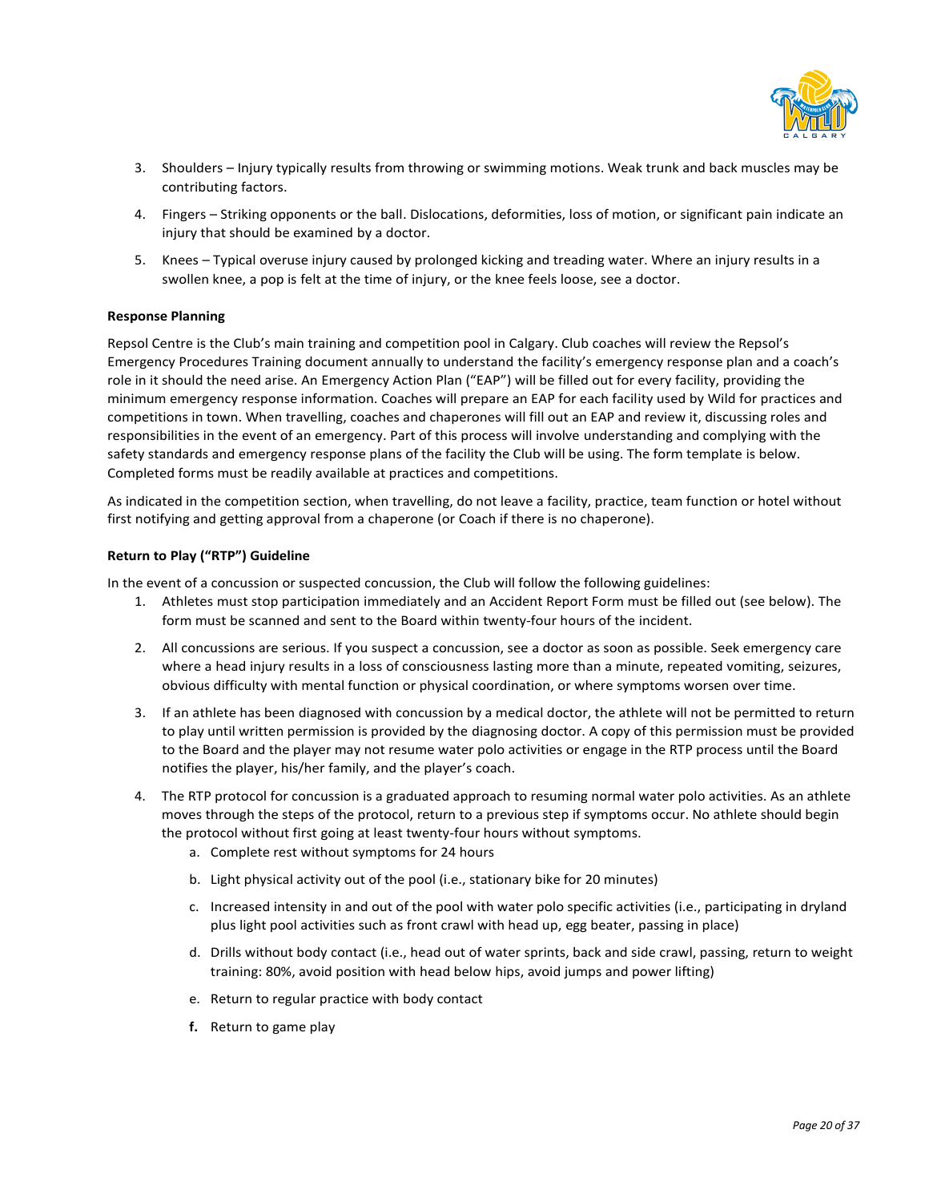3. Shoulders – Injury typically results from throwing or swimming motions. Weak trunk and back muscles may be contributing factors.

4. Fingers – Striking opponents or the ball. Dislocations, deformities, loss of motion, or significant pain indicate an injury that should be examined by a doctor.

5. Knees – Typical overuse injury caused by prolonged kicking and treading water. Where an injury results in a swollen knee, a pop is felt at the time of injury, or the knee feels loose, see a doctor.

**Response Planning**

Repsol Centre is the Club's main training and competition pool in Calgary. Club coaches will review the Repsol's Emergency Procedures Training document annually to understand the facility's emergency response plan and a coach's role in it should the need arise. An Emergency Action Plan ("EAP") will be filled out for every facility, providing the minimum emergency response information. Coaches will prepare an EAP for each facility used by Wild for practices and competitions in town. When travelling, coaches and chaperones will fill out an EAP and review it, discussing roles and responsibilities in the event of an emergency. Part of this process will involve understanding and complying with the safety standards and emergency response plans of the facility the Club will be using. The form template is below. Completed forms must be readily available at practices and competitions.

As indicated in the competition section, when travelling, do not leave a facility, practice, team function or hotel without first notifying and getting approval from a chaperone (or Coach if there is no chaperone).

**Return to Play ("RTP") Guideline**

In the event of a concussion or suspected concussion, the Club will follow the following guidelines:

1. Athletes must stop participation immediately and an Accident Report Form must be filled out (see below). The form must be scanned and sent to the Board within twenty-four hours of the incident.

2. All concussions are serious. If you suspect a concussion, see a doctor as soon as possible. Seek emergency care where a head injury results in a loss of consciousness lasting more than a minute, repeated vomiting, seizures, obvious difficulty with mental function or physical coordination, or where symptoms worsen over time.

3. If an athlete has been diagnosed with concussion by a medical doctor, the athlete will not be permitted to return to play until written permission is provided by the diagnosing doctor. A copy of this permission must be provided to the Board and the player may not resume water polo activities or engage in the RTP process until the Board notifies the player, his/her family, and the player's coach.

4. The RTP protocol for concussion is a graduated approach to resuming normal water polo activities. As an athlete moves through the steps of the protocol, return to a previous step if symptoms occur. No athlete should begin the protocol without first going at least twenty-four hours without symptoms.
   a. Complete rest without symptoms for 24 hours
   b. Light physical activity out of the pool (i.e., stationary bike for 20 minutes)
   c. Increased intensity in and out of the pool with water polo specific activities (i.e., participating in dryland plus light pool activities such as front crawl with head up, egg beater, passing in place)
   d. Drills without body contact (i.e., head out of water sprints, back and side crawl, passing, return to weight training: 80%, avoid position with head below hips, avoid jumps and power lifting)
   e. Return to regular practice with body contact
   **f.** Return to game play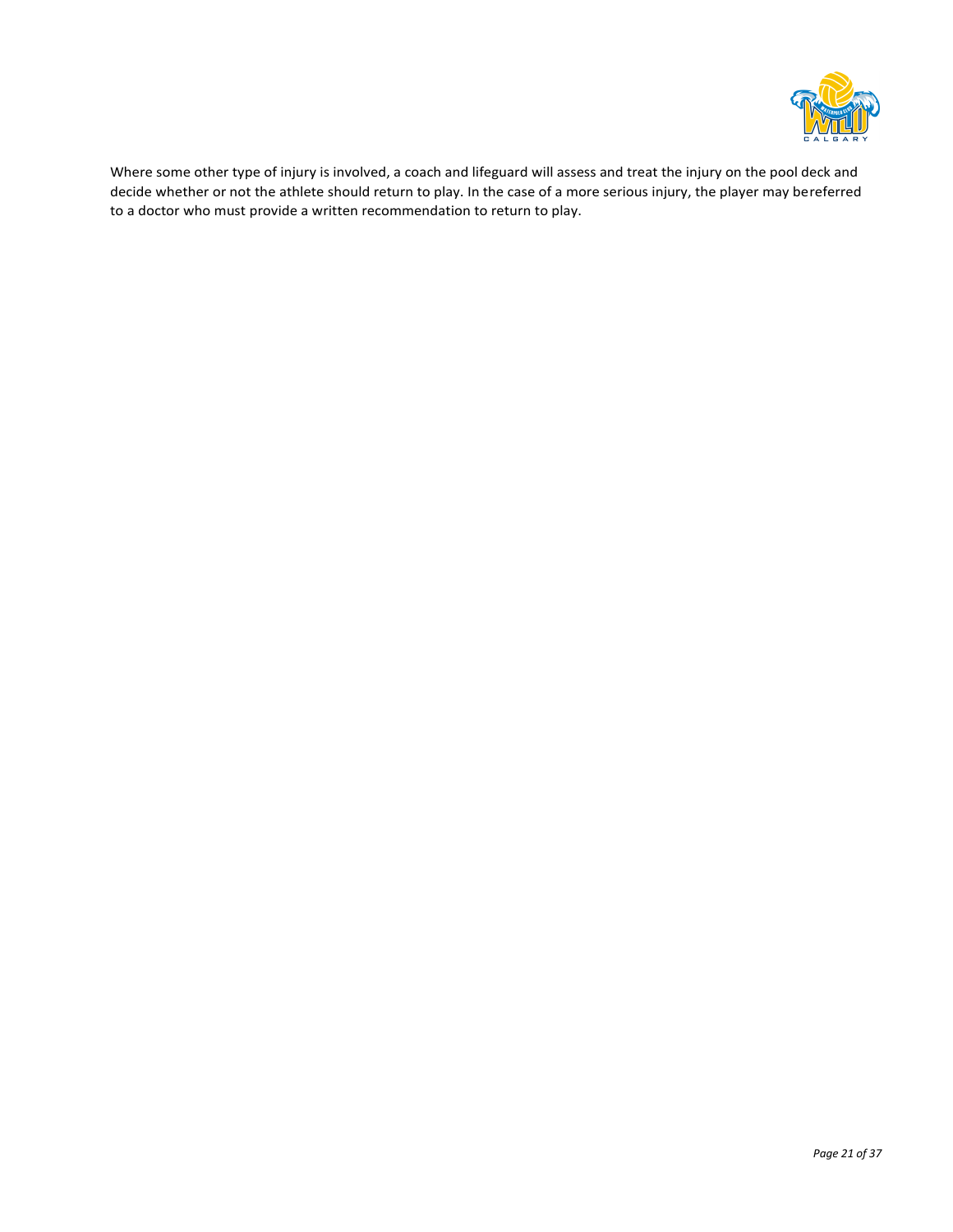Where some other type of injury is involved, a coach and lifeguard will assess and treat the injury on the pool deck and decide whether or not the athlete should return to play. In the case of a more serious injury, the player may bereferred to a doctor who must provide a written recommendation to return to play.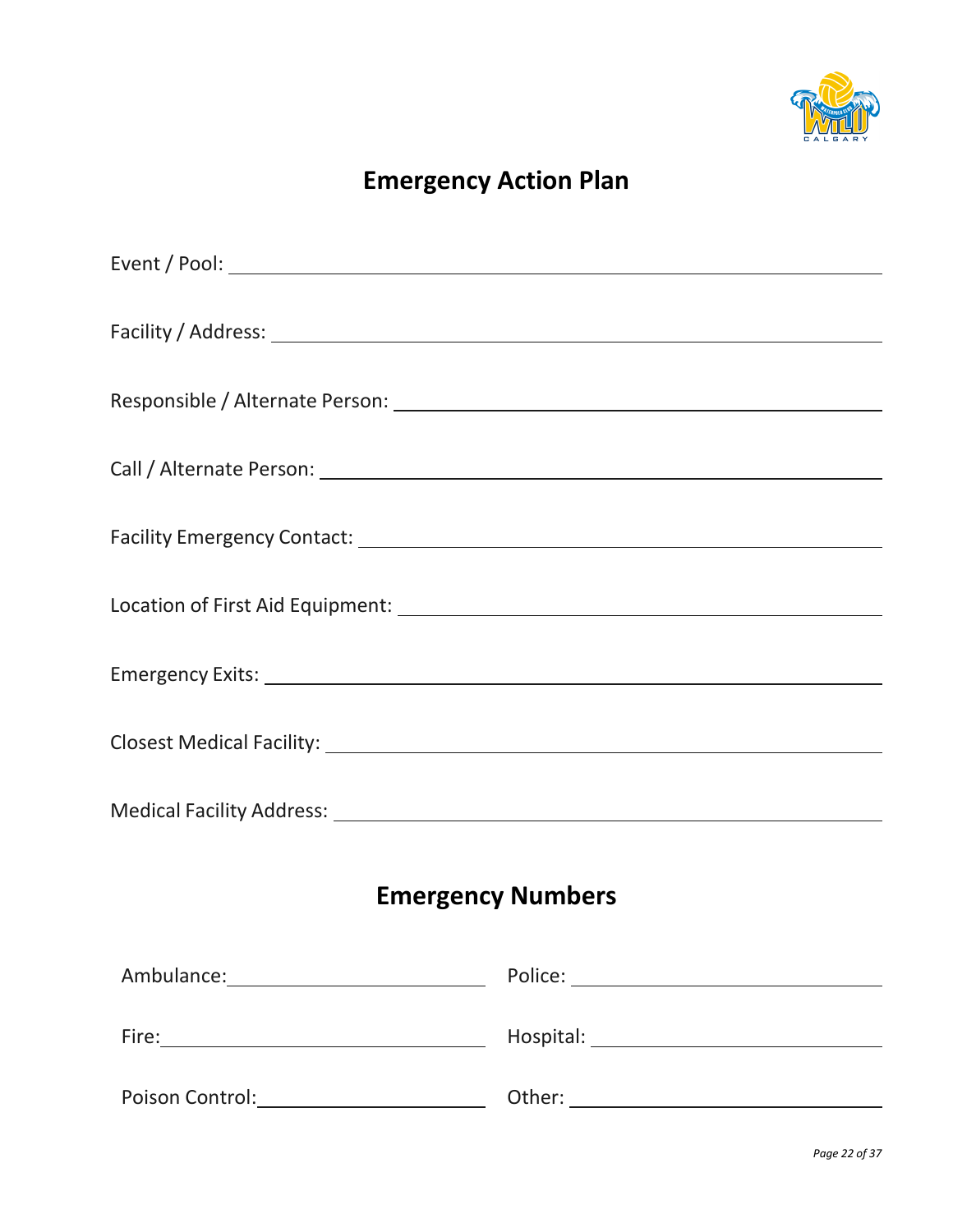# Emergency Action Plan

Event / Pool: ______________________________________________

Facility / Address: ______________________________________________

Responsible / Alternate Person: ______________________________________________

Call / Alternate Person: ______________________________________________

Facility Emergency Contact: ______________________________________________

Location of First Aid Equipment: ______________________________________________

Emergency Exits: ______________________________________________

Closest Medical Facility: ______________________________________________

Medical Facility Address: ______________________________________________

# Emergency Numbers

Ambulance: ______________________ Police: ______________________

Fire: ______________________ Hospital: ______________________

Poison Control: ______________________ Other: ______________________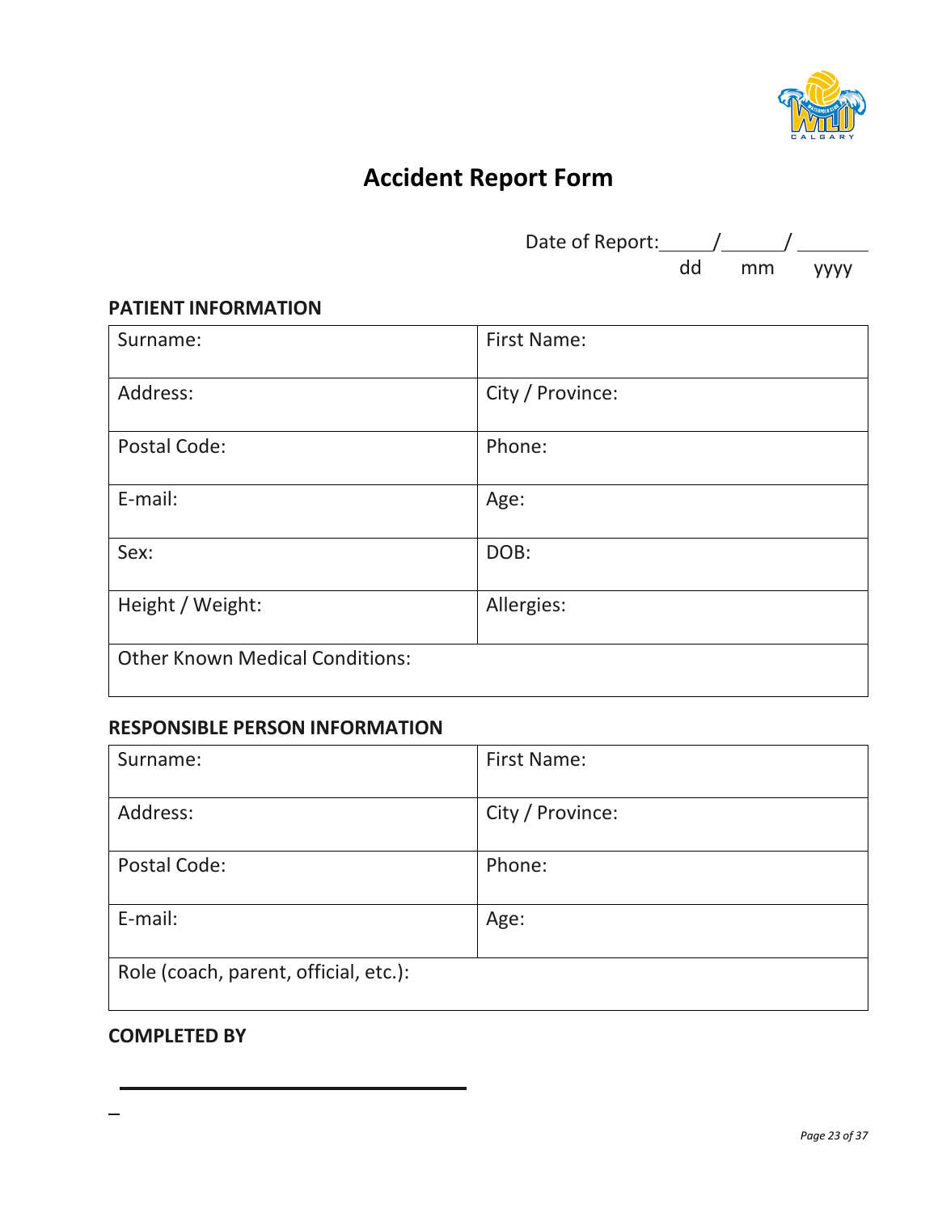# Accident Report Form

Date of Report:_____/_____/ _______
dd mm yyyy

## PATIENT INFORMATION

| Surname: | First Name: |
|---|---|
| Address: | City / Province: |
| Postal Code: | Phone: |
| E-mail: | Age: |
| Sex: | DOB: |
| Height / Weight: | Allergies: |
| Other Known Medical Conditions: | |

## RESPONSIBLE PERSON INFORMATION

| Surname: | First Name: |
|---|---|
| Address: | City / Province: |
| Postal Code: | Phone: |
| E-mail: | Age: |
| Role (coach, parent, official, etc.): | |

## COMPLETED BY

_________________________________________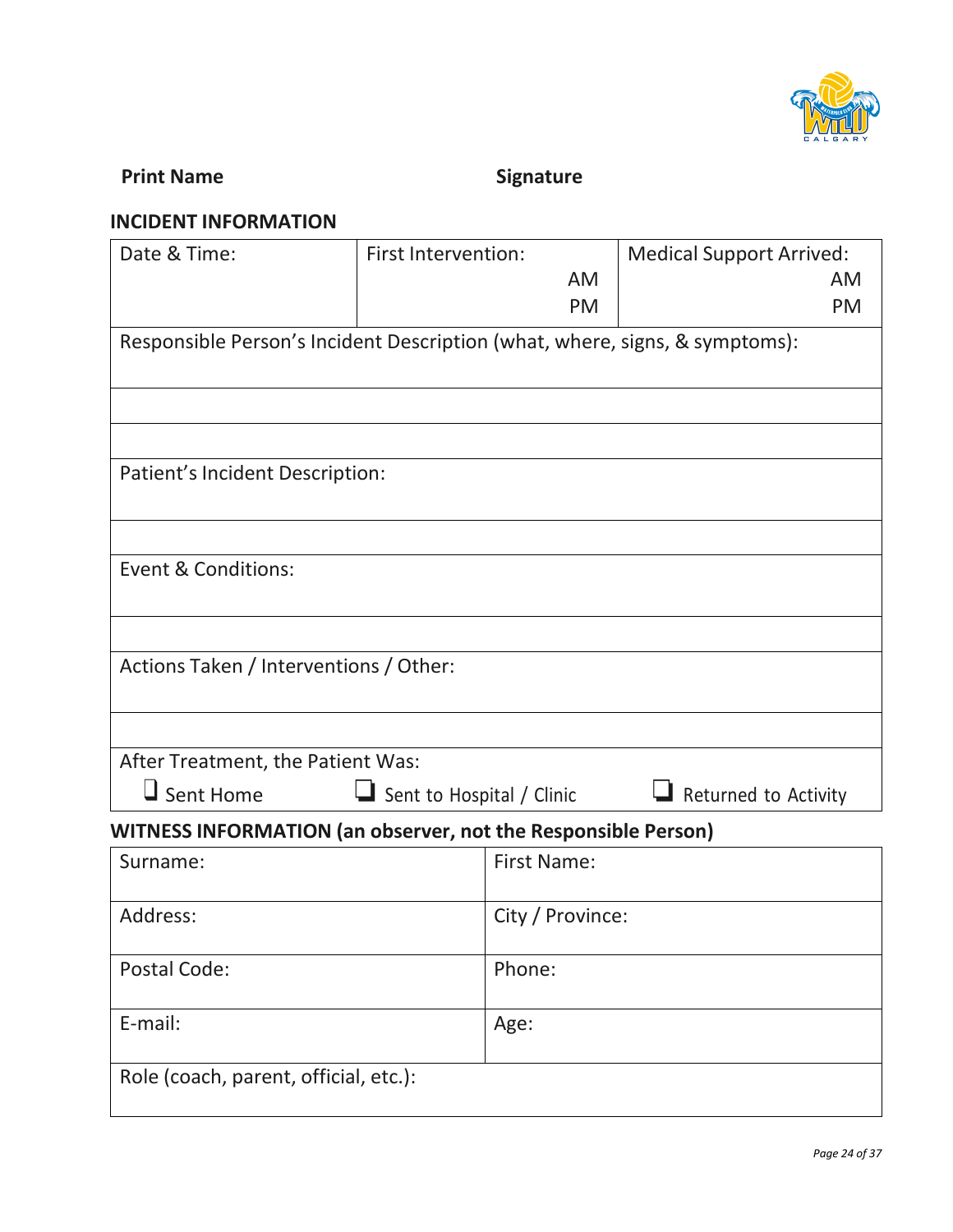**Print Name** **Signature**

**INCIDENT INFORMATION**

| Date & Time: | First Intervention: AM PM | Medical Support Arrived: AM PM |
|---|---|---|
| Responsible Person's Incident Description (what, where, signs, & symptoms): | | |
| | | |
| | | |
| Patient's Incident Description: | | |
| | | |
| Event & Conditions: | | |
| | | |
| Actions Taken / Interventions / Other: | | |
| | | |
| After Treatment, the Patient Was: ❑ Sent Home | ❑ Sent to Hospital / Clinic | ❑ Returned to Activity |

**WITNESS INFORMATION (an observer, not the Responsible Person)**

| Surname: | First Name: |
|---|---|
| Address: | City / Province: |
| Postal Code: | Phone: |
| E-mail: | Age: |
| Role (coach, parent, official, etc.): | |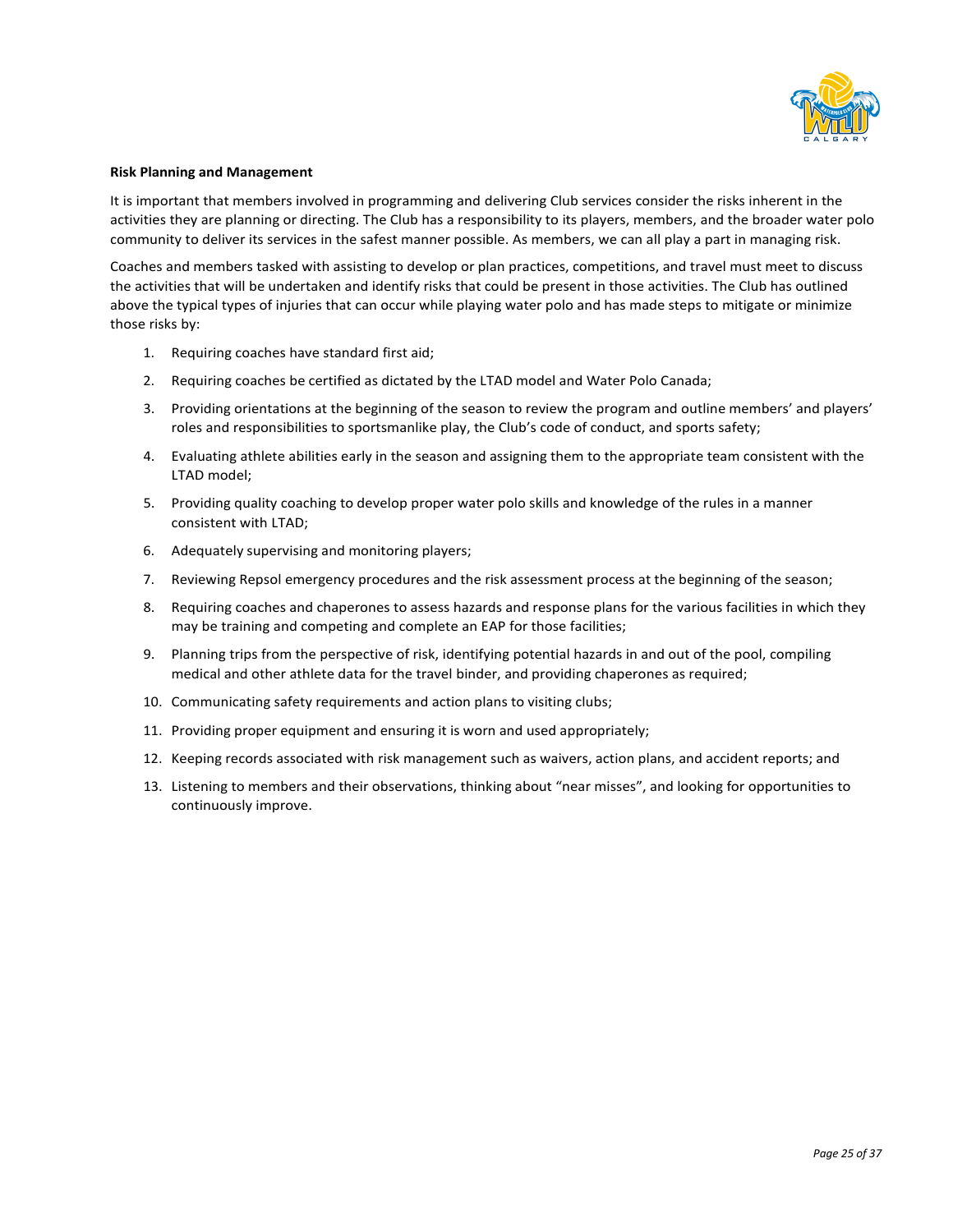**Risk Planning and Management**

It is important that members involved in programming and delivering Club services consider the risks inherent in the activities they are planning or directing. The Club has a responsibility to its players, members, and the broader water polo community to deliver its services in the safest manner possible. As members, we can all play a part in managing risk.

Coaches and members tasked with assisting to develop or plan practices, competitions, and travel must meet to discuss the activities that will be undertaken and identify risks that could be present in those activities. The Club has outlined above the typical types of injuries that can occur while playing water polo and has made steps to mitigate or minimize those risks by:

1. Requiring coaches have standard first aid;
2. Requiring coaches be certified as dictated by the LTAD model and Water Polo Canada;
3. Providing orientations at the beginning of the season to review the program and outline members' and players' roles and responsibilities to sportsmanlike play, the Club's code of conduct, and sports safety;
4. Evaluating athlete abilities early in the season and assigning them to the appropriate team consistent with the LTAD model;
5. Providing quality coaching to develop proper water polo skills and knowledge of the rules in a manner consistent with LTAD;
6. Adequately supervising and monitoring players;
7. Reviewing Repsol emergency procedures and the risk assessment process at the beginning of the season;
8. Requiring coaches and chaperones to assess hazards and response plans for the various facilities in which they may be training and competing and complete an EAP for those facilities;
9. Planning trips from the perspective of risk, identifying potential hazards in and out of the pool, compiling medical and other athlete data for the travel binder, and providing chaperones as required;
10. Communicating safety requirements and action plans to visiting clubs;
11. Providing proper equipment and ensuring it is worn and used appropriately;
12. Keeping records associated with risk management such as waivers, action plans, and accident reports; and
13. Listening to members and their observations, thinking about "near misses", and looking for opportunities to continuously improve.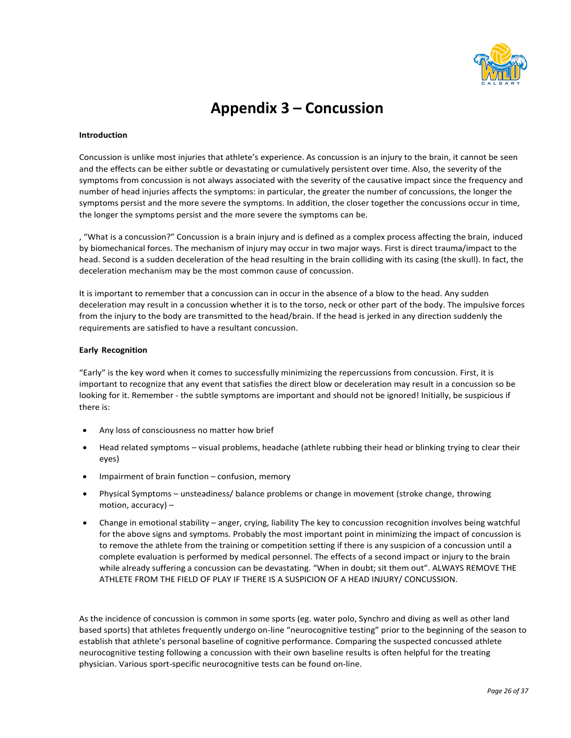# Appendix 3 – Concussion

**Introduction**

Concussion is unlike most injuries that athlete's experience. As concussion is an injury to the brain, it cannot be seen and the effects can be either subtle or devastating or cumulatively persistent over time. Also, the severity of the symptoms from concussion is not always associated with the severity of the causative impact since the frequency and number of head injuries affects the symptoms: in particular, the greater the number of concussions, the longer the symptoms persist and the more severe the symptoms. In addition, the closer together the concussions occur in time, the longer the symptoms persist and the more severe the symptoms can be.

, "What is a concussion?" Concussion is a brain injury and is defined as a complex process affecting the brain, induced by biomechanical forces. The mechanism of injury may occur in two major ways. First is direct trauma/impact to the head. Second is a sudden deceleration of the head resulting in the brain colliding with its casing (the skull). In fact, the deceleration mechanism may be the most common cause of concussion.

It is important to remember that a concussion can in occur in the absence of a blow to the head. Any sudden deceleration may result in a concussion whether it is to the torso, neck or other part of the body. The impulsive forces from the injury to the body are transmitted to the head/brain. If the head is jerked in any direction suddenly the requirements are satisfied to have a resultant concussion.

**Early Recognition**

"Early" is the key word when it comes to successfully minimizing the repercussions from concussion. First, it is important to recognize that any event that satisfies the direct blow or deceleration may result in a concussion so be looking for it. Remember - the subtle symptoms are important and should not be ignored! Initially, be suspicious if there is:

- Any loss of consciousness no matter how brief
- Head related symptoms – visual problems, headache (athlete rubbing their head or blinking trying to clear their eyes)
- Impairment of brain function – confusion, memory
- Physical Symptoms – unsteadiness/ balance problems or change in movement (stroke change, throwing motion, accuracy) –
- Change in emotional stability – anger, crying, liability The key to concussion recognition involves being watchful for the above signs and symptoms. Probably the most important point in minimizing the impact of concussion is to remove the athlete from the training or competition setting if there is any suspicion of a concussion until a complete evaluation is performed by medical personnel. The effects of a second impact or injury to the brain while already suffering a concussion can be devastating. "When in doubt; sit them out". ALWAYS REMOVE THE ATHLETE FROM THE FIELD OF PLAY IF THERE IS A SUSPICION OF A HEAD INJURY/ CONCUSSION.

As the incidence of concussion is common in some sports (eg. water polo, Synchro and diving as well as other land based sports) that athletes frequently undergo on-line "neurocognitive testing" prior to the beginning of the season to establish that athlete's personal baseline of cognitive performance. Comparing the suspected concussed athlete neurocognitive testing following a concussion with their own baseline results is often helpful for the treating physician. Various sport-specific neurocognitive tests can be found on-line.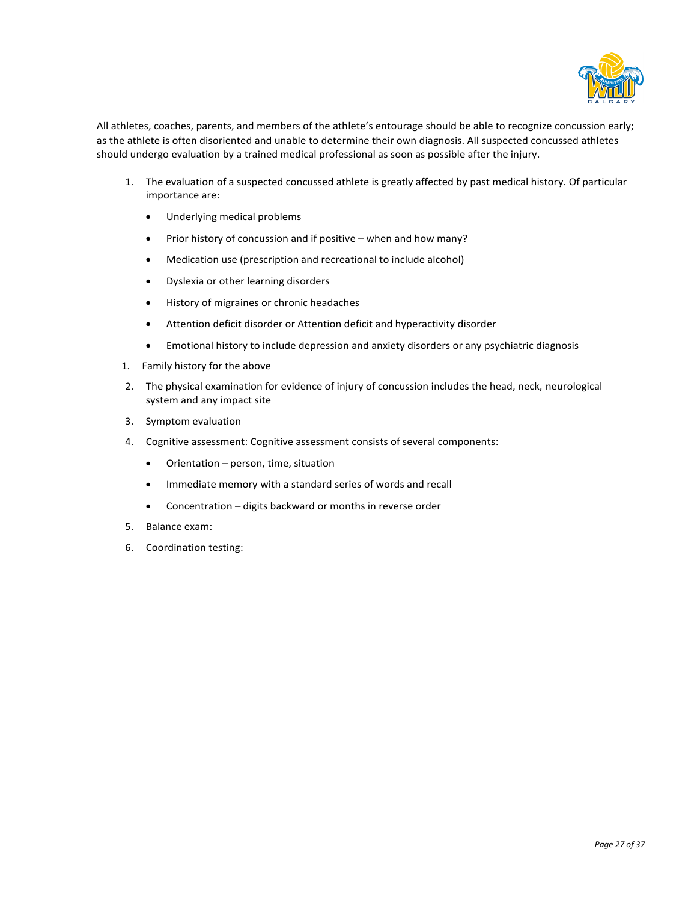All athletes, coaches, parents, and members of the athlete's entourage should be able to recognize concussion early; as the athlete is often disoriented and unable to determine their own diagnosis. All suspected concussed athletes should undergo evaluation by a trained medical professional as soon as possible after the injury.

1. The evaluation of a suspected concussed athlete is greatly affected by past medical history. Of particular importance are:
   - Underlying medical problems
   - Prior history of concussion and if positive – when and how many?
   - Medication use (prescription and recreational to include alcohol)
   - Dyslexia or other learning disorders
   - History of migraines or chronic headaches
   - Attention deficit disorder or Attention deficit and hyperactivity disorder
   - Emotional history to include depression and anxiety disorders or any psychiatric diagnosis

1. Family history for the above

2. The physical examination for evidence of injury of concussion includes the head, neck, neurological system and any impact site
3. Symptom evaluation
4. Cognitive assessment: Cognitive assessment consists of several components:
   - Orientation – person, time, situation
   - Immediate memory with a standard series of words and recall
   - Concentration – digits backward or months in reverse order
5. Balance exam:
6. Coordination testing: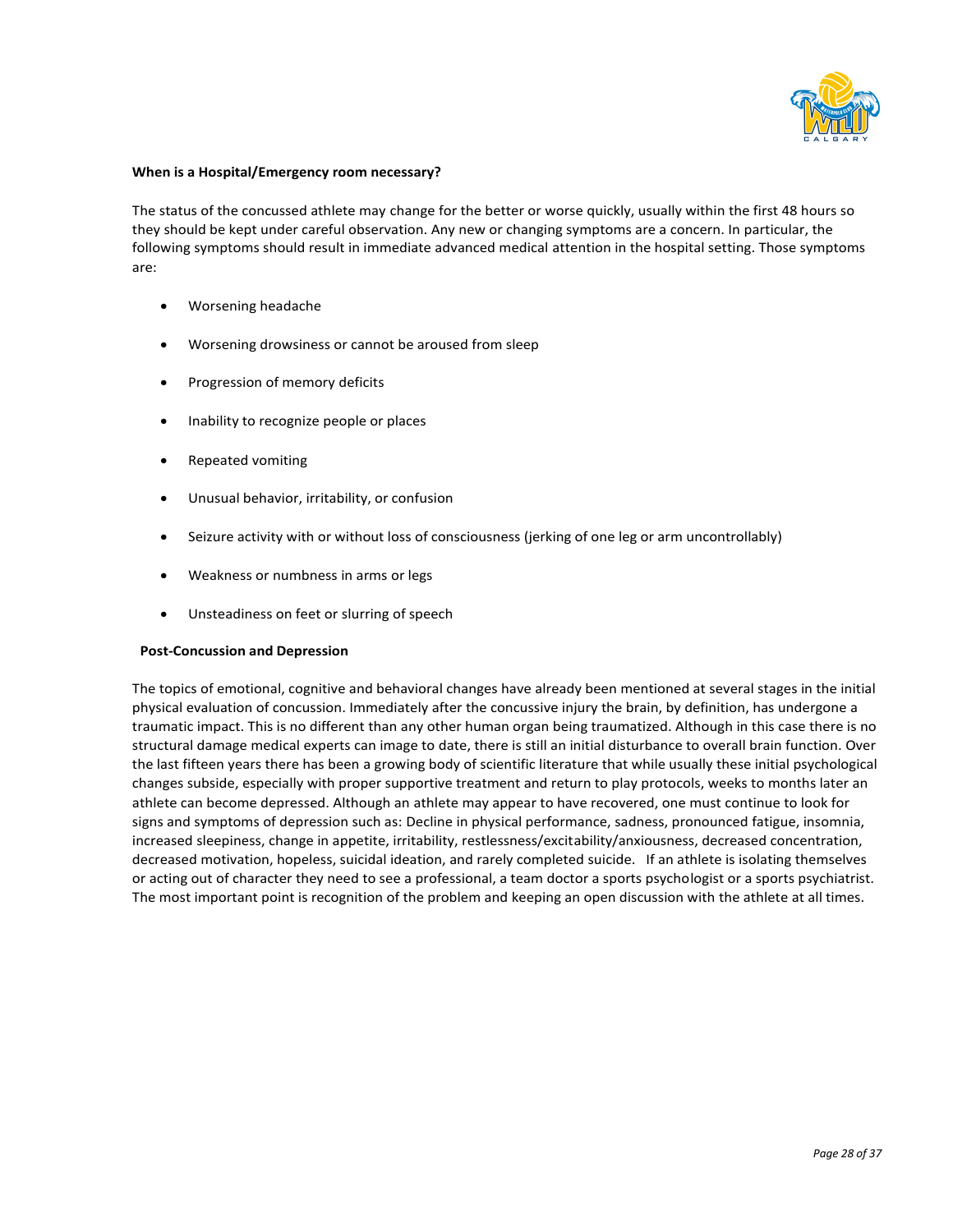**When is a Hospital/Emergency room necessary?**

The status of the concussed athlete may change for the better or worse quickly, usually within the first 48 hours so they should be kept under careful observation. Any new or changing symptoms are a concern. In particular, the following symptoms should result in immediate advanced medical attention in the hospital setting. Those symptoms are:

- Worsening headache
- Worsening drowsiness or cannot be aroused from sleep
- Progression of memory deficits
- Inability to recognize people or places
- Repeated vomiting
- Unusual behavior, irritability, or confusion
- Seizure activity with or without loss of consciousness (jerking of one leg or arm uncontrollably)
- Weakness or numbness in arms or legs
- Unsteadiness on feet or slurring of speech

**Post-Concussion and Depression**

The topics of emotional, cognitive and behavioral changes have already been mentioned at several stages in the initial physical evaluation of concussion. Immediately after the concussive injury the brain, by definition, has undergone a traumatic impact. This is no different than any other human organ being traumatized. Although in this case there is no structural damage medical experts can image to date, there is still an initial disturbance to overall brain function. Over the last fifteen years there has been a growing body of scientific literature that while usually these initial psychological changes subside, especially with proper supportive treatment and return to play protocols, weeks to months later an athlete can become depressed. Although an athlete may appear to have recovered, one must continue to look for signs and symptoms of depression such as: Decline in physical performance, sadness, pronounced fatigue, insomnia, increased sleepiness, change in appetite, irritability, restlessness/excitability/anxiousness, decreased concentration, decreased motivation, hopeless, suicidal ideation, and rarely completed suicide. If an athlete is isolating themselves or acting out of character they need to see a professional, a team doctor a sports psychologist or a sports psychiatrist. The most important point is recognition of the problem and keeping an open discussion with the athlete at all times.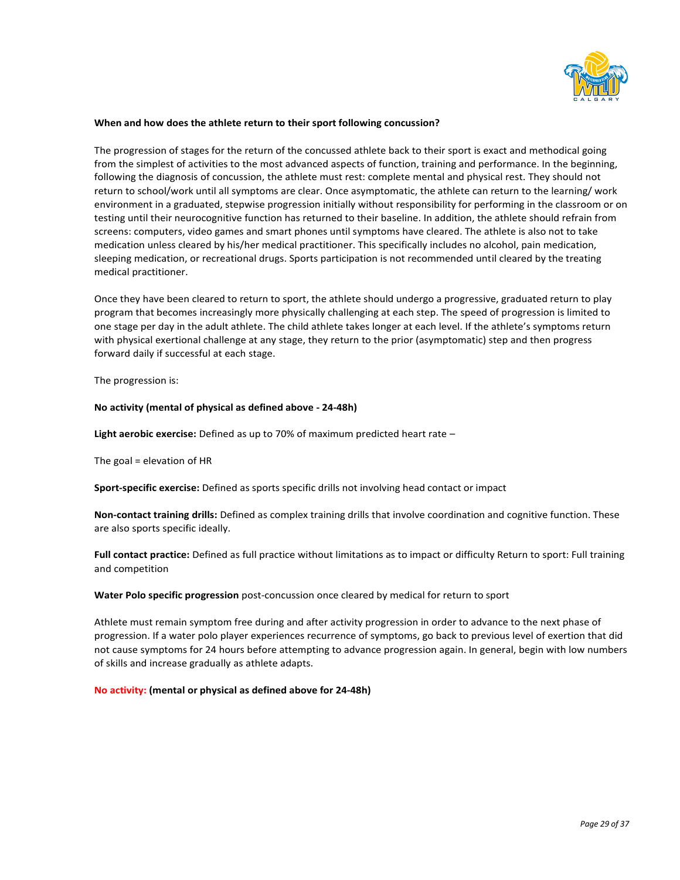**When and how does the athlete return to their sport following concussion?**

The progression of stages for the return of the concussed athlete back to their sport is exact and methodical going from the simplest of activities to the most advanced aspects of function, training and performance. In the beginning, following the diagnosis of concussion, the athlete must rest: complete mental and physical rest. They should not return to school/work until all symptoms are clear. Once asymptomatic, the athlete can return to the learning/ work environment in a graduated, stepwise progression initially without responsibility for performing in the classroom or on testing until their neurocognitive function has returned to their baseline. In addition, the athlete should refrain from screens: computers, video games and smart phones until symptoms have cleared. The athlete is also not to take medication unless cleared by his/her medical practitioner. This specifically includes no alcohol, pain medication, sleeping medication, or recreational drugs. Sports participation is not recommended until cleared by the treating medical practitioner.

Once they have been cleared to return to sport, the athlete should undergo a progressive, graduated return to play program that becomes increasingly more physically challenging at each step. The speed of progression is limited to one stage per day in the adult athlete. The child athlete takes longer at each level. If the athlete's symptoms return with physical exertional challenge at any stage, they return to the prior (asymptomatic) step and then progress forward daily if successful at each stage.

The progression is:

**No activity (mental of physical as defined above - 24-48h)**

**Light aerobic exercise:** Defined as up to 70% of maximum predicted heart rate –

The goal = elevation of HR

**Sport-specific exercise:** Defined as sports specific drills not involving head contact or impact

**Non-contact training drills:** Defined as complex training drills that involve coordination and cognitive function. These are also sports specific ideally.

**Full contact practice:** Defined as full practice without limitations as to impact or difficulty Return to sport: Full training and competition

**Water Polo specific progression** post-concussion once cleared by medical for return to sport

Athlete must remain symptom free during and after activity progression in order to advance to the next phase of progression. If a water polo player experiences recurrence of symptoms, go back to previous level of exertion that did not cause symptoms for 24 hours before attempting to advance progression again. In general, begin with low numbers of skills and increase gradually as athlete adapts.

**No activity: (mental or physical as defined above for 24-48h)**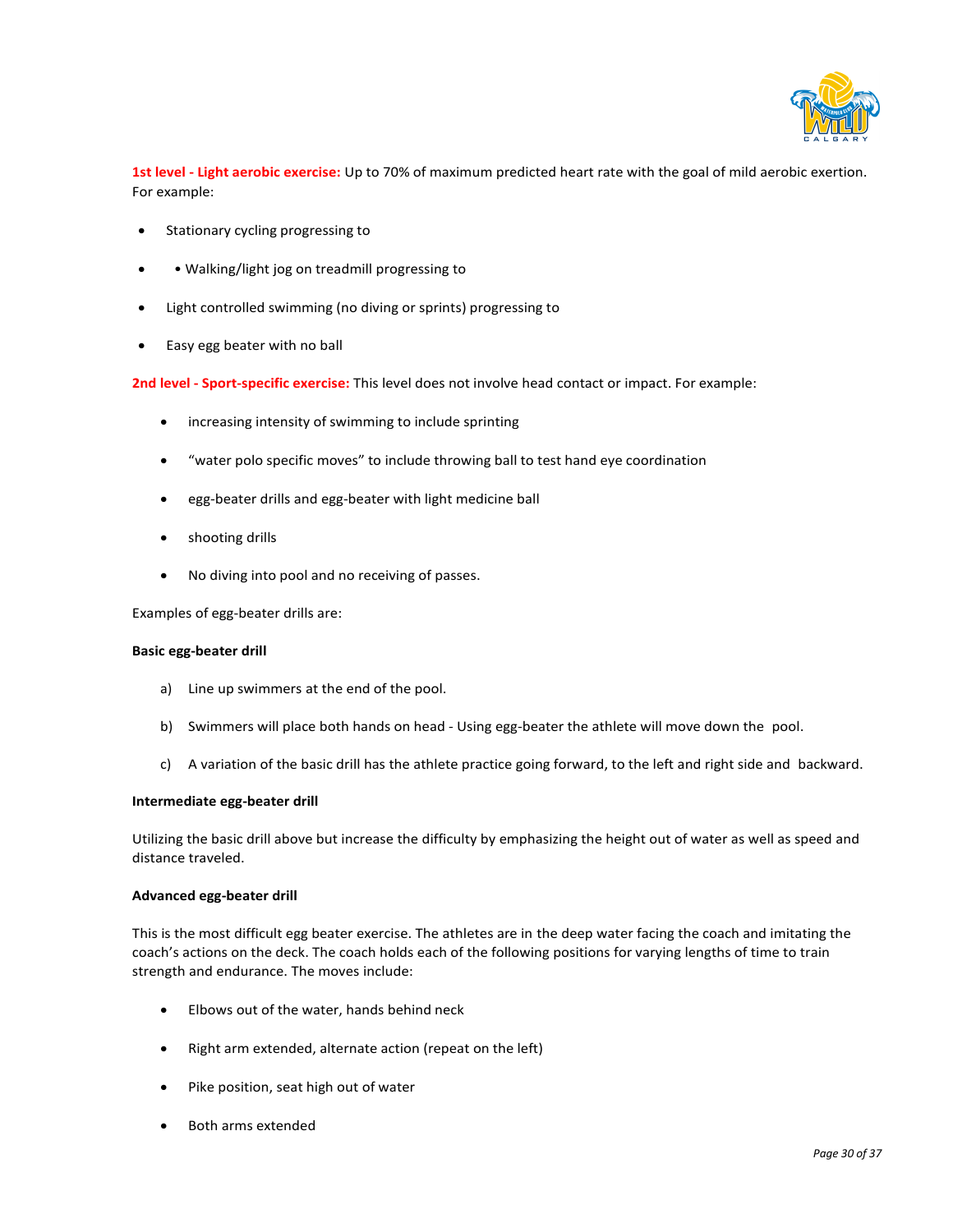**1st level - Light aerobic exercise:** Up to 70% of maximum predicted heart rate with the goal of mild aerobic exertion. For example:

- Stationary cycling progressing to
- • Walking/light jog on treadmill progressing to
- Light controlled swimming (no diving or sprints) progressing to
- Easy egg beater with no ball

**2nd level - Sport-specific exercise:** This level does not involve head contact or impact. For example:

- increasing intensity of swimming to include sprinting
- "water polo specific moves" to include throwing ball to test hand eye coordination
- egg-beater drills and egg-beater with light medicine ball
- shooting drills
- No diving into pool and no receiving of passes.

Examples of egg-beater drills are:

**Basic egg-beater drill**

a) Line up swimmers at the end of the pool.

b) Swimmers will place both hands on head - Using egg-beater the athlete will move down the pool.

c) A variation of the basic drill has the athlete practice going forward, to the left and right side and backward.

**Intermediate egg-beater drill**

Utilizing the basic drill above but increase the difficulty by emphasizing the height out of water as well as speed and distance traveled.

**Advanced egg-beater drill**

This is the most difficult egg beater exercise. The athletes are in the deep water facing the coach and imitating the coach's actions on the deck. The coach holds each of the following positions for varying lengths of time to train strength and endurance. The moves include:

- Elbows out of the water, hands behind neck
- Right arm extended, alternate action (repeat on the left)
- Pike position, seat high out of water
- Both arms extended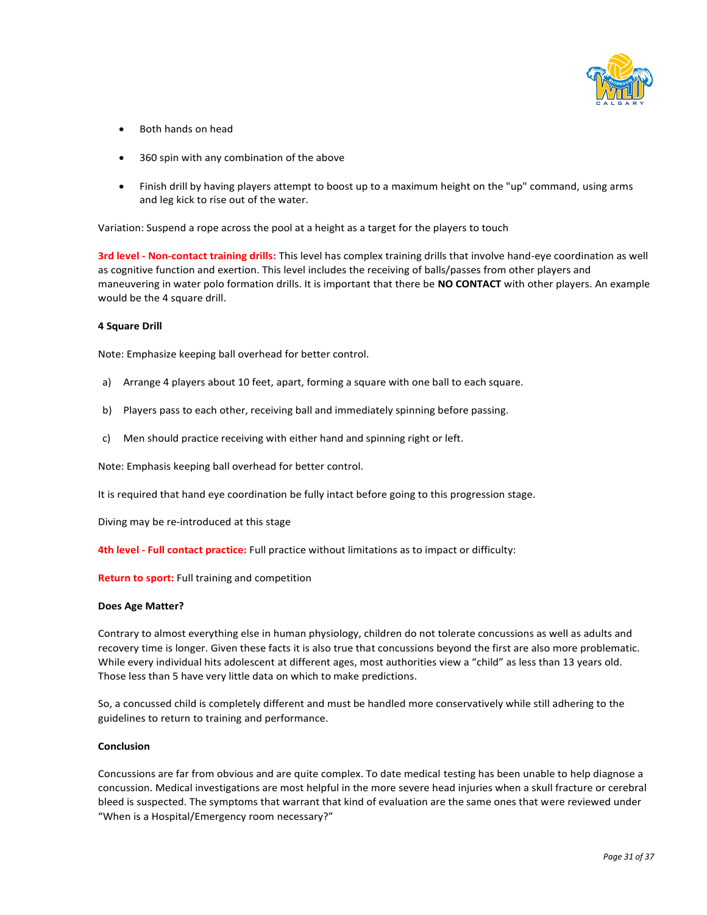- Both hands on head
- 360 spin with any combination of the above
- Finish drill by having players attempt to boost up to a maximum height on the "up" command, using arms and leg kick to rise out of the water.

Variation: Suspend a rope across the pool at a height as a target for the players to touch

**3rd level - Non-contact training drills:** This level has complex training drills that involve hand-eye coordination as well as cognitive function and exertion. This level includes the receiving of balls/passes from other players and maneuvering in water polo formation drills. It is important that there be **NO CONTACT** with other players. An example would be the 4 square drill.

**4 Square Drill**

Note: Emphasize keeping ball overhead for better control.

a) Arrange 4 players about 10 feet, apart, forming a square with one ball to each square.

b) Players pass to each other, receiving ball and immediately spinning before passing.

c) Men should practice receiving with either hand and spinning right or left.

Note: Emphasis keeping ball overhead for better control.

It is required that hand eye coordination be fully intact before going to this progression stage.

Diving may be re-introduced at this stage

**4th level - Full contact practice:** Full practice without limitations as to impact or difficulty:

**Return to sport:** Full training and competition

**Does Age Matter?**

Contrary to almost everything else in human physiology, children do not tolerate concussions as well as adults and recovery time is longer. Given these facts it is also true that concussions beyond the first are also more problematic. While every individual hits adolescent at different ages, most authorities view a "child" as less than 13 years old. Those less than 5 have very little data on which to make predictions.

So, a concussed child is completely different and must be handled more conservatively while still adhering to the guidelines to return to training and performance.

**Conclusion**

Concussions are far from obvious and are quite complex. To date medical testing has been unable to help diagnose a concussion. Medical investigations are most helpful in the more severe head injuries when a skull fracture or cerebral bleed is suspected. The symptoms that warrant that kind of evaluation are the same ones that were reviewed under "When is a Hospital/Emergency room necessary?"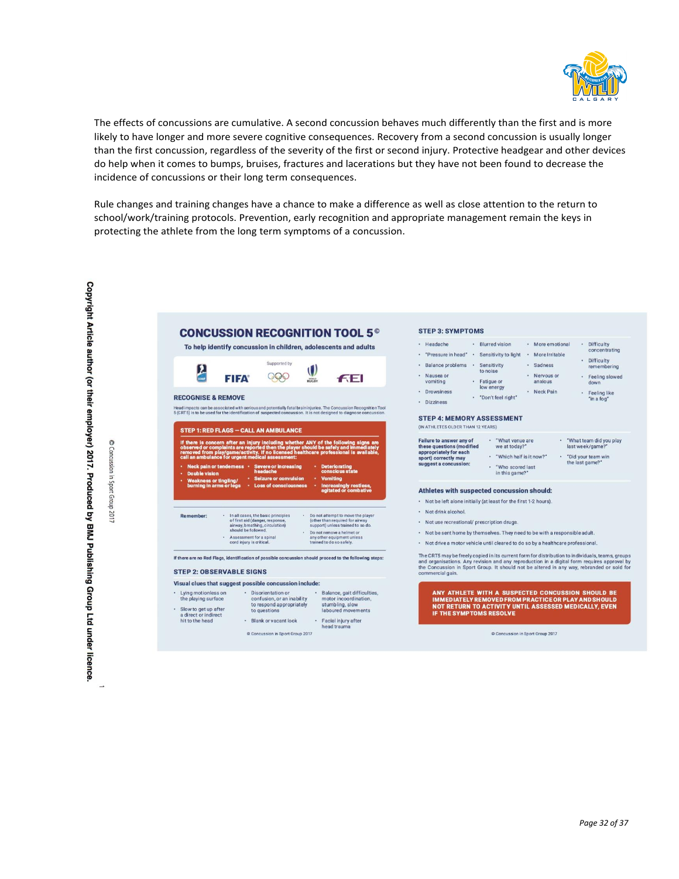The effects of concussions are cumulative. A second concussion behaves much differently than the first and is more likely to have longer and more severe cognitive consequences. Recovery from a second concussion is usually longer than the first concussion, regardless of the severity of the first or second injury. Protective headgear and other devices do help when it comes to bumps, bruises, fractures and lacerations but they have not been found to decrease the incidence of concussions or their long term consequences.

Rule changes and training changes have a chance to make a difference as well as close attention to the return to school/work/training protocols. Prevention, early recognition and appropriate management remain the keys in protecting the athlete from the long term symptoms of a concussion.

Copyright Article author (or their employer) 2017. Produced by BMJ Publishing Group Ltd under licence.

© Concussion in Sport Group 2017

# CONCUSSION RECOGNITION TOOL 5©

**To help identify concussion in children, adolescents and adults**

Supported by FIFA, IIHF, IOC, World Rugby, FEI

## RECOGNISE & REMOVE

Head impacts can be associated with serious and potentially fatal brain injuries. The Concussion Recognition Tool 5 (CRT5) is to be used for the identification of suspected concussion. It is not designed to diagnose concussion.

### STEP 1: RED FLAGS — CALL AN AMBULANCE

**If there is concern after an injury including whether ANY of the following signs are observed or complaints are reported then the player should be safely and immediately removed from play/game/activity. If no licensed healthcare professional is available, call an ambulance for urgent medical assessment:**

- **Neck pain or tenderness**
- **Double vision**
- **Weakness or tingling/ burning in arms or legs**
- **Severe or increasing headache**
- **Seizure or convulsion**
- **Loss of consciousness**
- **Deteriorating conscious state**
- **Vomiting**
- **Increasingly restless, agitated or combative**

**Remember:**

- In all cases, the basic principles of first aid (danger, response, airway, breathing, circulation) should be followed.
- Assessment for a spinal cord injury is critical.
- Do not attempt to move the player (other than required for airway support) unless trained to so do.
- Do not remove a helmet or any other equipment unless trained to do so safely.

**If there are no Red Flags, identification of possible concussion should proceed to the following steps:**

### STEP 2: OBSERVABLE SIGNS

**Visual clues that suggest possible concussion include:**

- Lying motionless on the playing surface
- Slow to get up after a direct or indirect hit to the head
- Disorientation or confusion, or an inability to respond appropriately to questions
- Blank or vacant look
- Balance, gait difficulties, motor incoordination, stumbling, slow laboured movements
- Facial injury after head trauma

© Concussion in Sport Group 2017

### STEP 3: SYMPTOMS

- Headache
- "Pressure in head"
- Balance problems
- Nausea or vomiting
- Drowsiness
- Dizziness
- Blurred vision
- Sensitivity to light
- Sensitivity to noise
- Fatigue or low energy
- "Don't feel right"
- More emotional
- More Irritable
- Sadness
- Nervous or anxious
- Neck Pain
- Difficulty concentrating
- Difficulty remembering
- Feeling slowed down
- Feeling like "in a fog"

### STEP 4: MEMORY ASSESSMENT

(IN ATHLETES OLDER THAN 12 YEARS)

**Failure to answer any of these questions (modified appropriately for each sport) correctly may suggest a concussion:**

- "What venue are we at today?"
- "Which half is it now?"
- "Who scored last in this game?"
- "What team did you play last week/game?"
- "Did your team win the last game?"

**Athletes with suspected concussion should:**

- Not be left alone initially (at least for the first 1-2 hours).
- Not drink alcohol.
- Not use recreational/ prescription drugs.
- Not be sent home by themselves. They need to be with a responsible adult.
- Not drive a motor vehicle until cleared to do so by a healthcare professional.

The CRT5 may be freely copied in its current form for distribution to individuals, teams, groups and organisations. Any revision and any reproduction in a digital form requires approval by the Concussion in Sport Group. It should not be altered in any way, rebranded or sold for commercial gain.

**ANY ATHLETE WITH A SUSPECTED CONCUSSION SHOULD BE IMMEDIATELY REMOVED FROM PRACTICE OR PLAY AND SHOULD NOT RETURN TO ACTIVITY UNTIL ASSESSED MEDICALLY, EVEN IF THE SYMPTOMS RESOLVE**

© Concussion in Sport Group 2017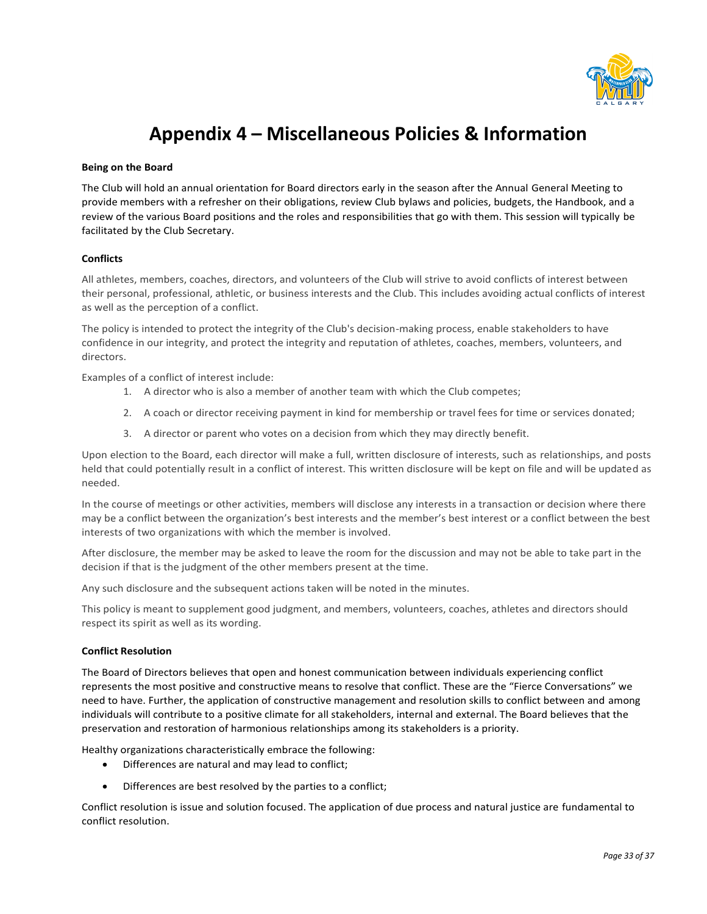# Appendix 4 – Miscellaneous Policies & Information

**Being on the Board**

The Club will hold an annual orientation for Board directors early in the season after the Annual General Meeting to provide members with a refresher on their obligations, review Club bylaws and policies, budgets, the Handbook, and a review of the various Board positions and the roles and responsibilities that go with them. This session will typically be facilitated by the Club Secretary.

**Conflicts**

All athletes, members, coaches, directors, and volunteers of the Club will strive to avoid conflicts of interest between their personal, professional, athletic, or business interests and the Club. This includes avoiding actual conflicts of interest as well as the perception of a conflict.

The policy is intended to protect the integrity of the Club's decision-making process, enable stakeholders to have confidence in our integrity, and protect the integrity and reputation of athletes, coaches, members, volunteers, and directors.

Examples of a conflict of interest include:

1. A director who is also a member of another team with which the Club competes;
2. A coach or director receiving payment in kind for membership or travel fees for time or services donated;
3. A director or parent who votes on a decision from which they may directly benefit.

Upon election to the Board, each director will make a full, written disclosure of interests, such as relationships, and posts held that could potentially result in a conflict of interest. This written disclosure will be kept on file and will be updated as needed.

In the course of meetings or other activities, members will disclose any interests in a transaction or decision where there may be a conflict between the organization's best interests and the member's best interest or a conflict between the best interests of two organizations with which the member is involved.

After disclosure, the member may be asked to leave the room for the discussion and may not be able to take part in the decision if that is the judgment of the other members present at the time.

Any such disclosure and the subsequent actions taken will be noted in the minutes.

This policy is meant to supplement good judgment, and members, volunteers, coaches, athletes and directors should respect its spirit as well as its wording.

**Conflict Resolution**

The Board of Directors believes that open and honest communication between individuals experiencing conflict represents the most positive and constructive means to resolve that conflict. These are the "Fierce Conversations" we need to have. Further, the application of constructive management and resolution skills to conflict between and among individuals will contribute to a positive climate for all stakeholders, internal and external. The Board believes that the preservation and restoration of harmonious relationships among its stakeholders is a priority.

Healthy organizations characteristically embrace the following:

- Differences are natural and may lead to conflict;
- Differences are best resolved by the parties to a conflict;

Conflict resolution is issue and solution focused. The application of due process and natural justice are fundamental to conflict resolution.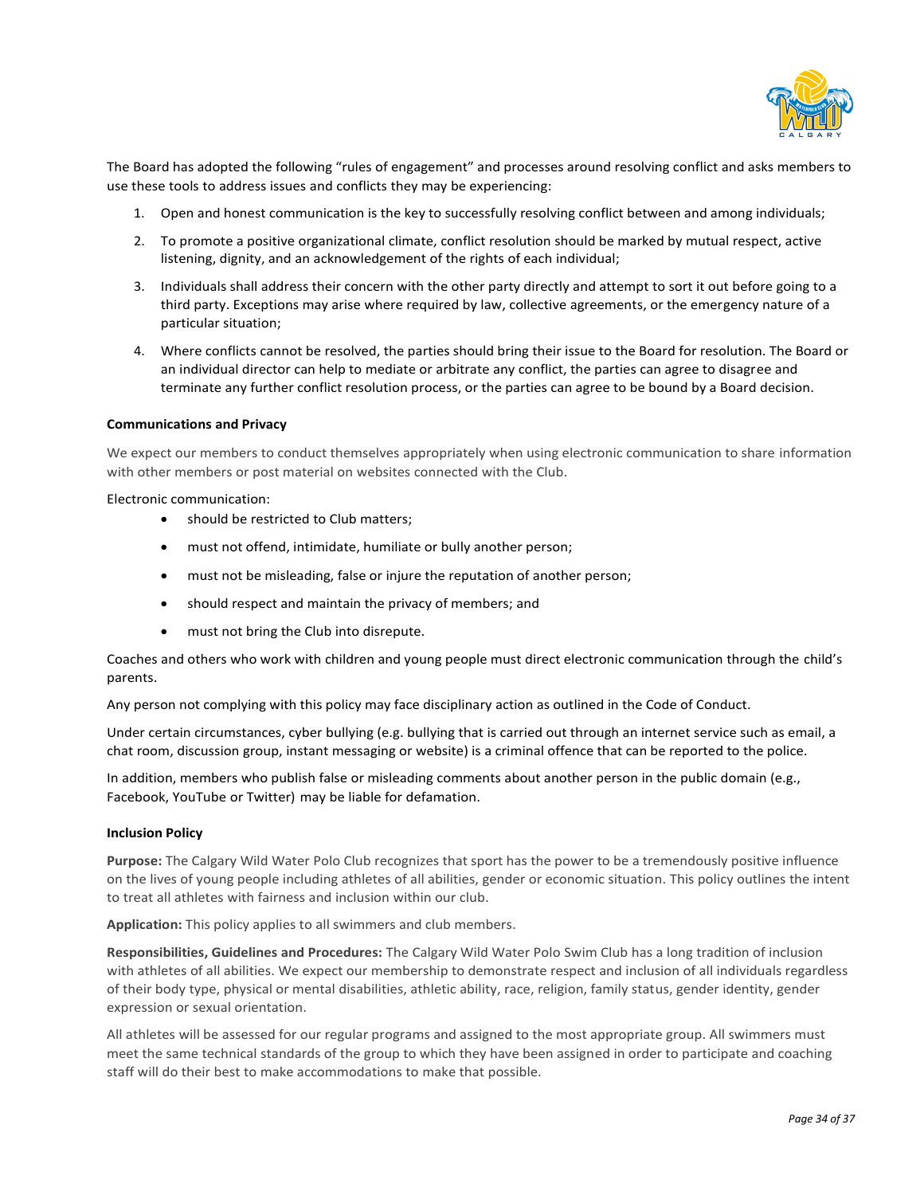The Board has adopted the following "rules of engagement" and processes around resolving conflict and asks members to use these tools to address issues and conflicts they may be experiencing:

1. Open and honest communication is the key to successfully resolving conflict between and among individuals;
2. To promote a positive organizational climate, conflict resolution should be marked by mutual respect, active listening, dignity, and an acknowledgement of the rights of each individual;
3. Individuals shall address their concern with the other party directly and attempt to sort it out before going to a third party. Exceptions may arise where required by law, collective agreements, or the emergency nature of a particular situation;
4. Where conflicts cannot be resolved, the parties should bring their issue to the Board for resolution. The Board or an individual director can help to mediate or arbitrate any conflict, the parties can agree to disagree and terminate any further conflict resolution process, or the parties can agree to be bound by a Board decision.

**Communications and Privacy**

We expect our members to conduct themselves appropriately when using electronic communication to share information with other members or post material on websites connected with the Club.

Electronic communication:

- should be restricted to Club matters;
- must not offend, intimidate, humiliate or bully another person;
- must not be misleading, false or injure the reputation of another person;
- should respect and maintain the privacy of members; and
- must not bring the Club into disrepute.

Coaches and others who work with children and young people must direct electronic communication through the child's parents.

Any person not complying with this policy may face disciplinary action as outlined in the Code of Conduct.

Under certain circumstances, cyber bullying (e.g. bullying that is carried out through an internet service such as email, a chat room, discussion group, instant messaging or website) is a criminal offence that can be reported to the police.

In addition, members who publish false or misleading comments about another person in the public domain (e.g., Facebook, YouTube or Twitter) may be liable for defamation.

**Inclusion Policy**

**Purpose:** The Calgary Wild Water Polo Club recognizes that sport has the power to be a tremendously positive influence on the lives of young people including athletes of all abilities, gender or economic situation. This policy outlines the intent to treat all athletes with fairness and inclusion within our club.

**Application:** This policy applies to all swimmers and club members.

**Responsibilities, Guidelines and Procedures:** The Calgary Wild Water Polo Swim Club has a long tradition of inclusion with athletes of all abilities. We expect our membership to demonstrate respect and inclusion of all individuals regardless of their body type, physical or mental disabilities, athletic ability, race, religion, family status, gender identity, gender expression or sexual orientation.

All athletes will be assessed for our regular programs and assigned to the most appropriate group. All swimmers must meet the same technical standards of the group to which they have been assigned in order to participate and coaching staff will do their best to make accommodations to make that possible.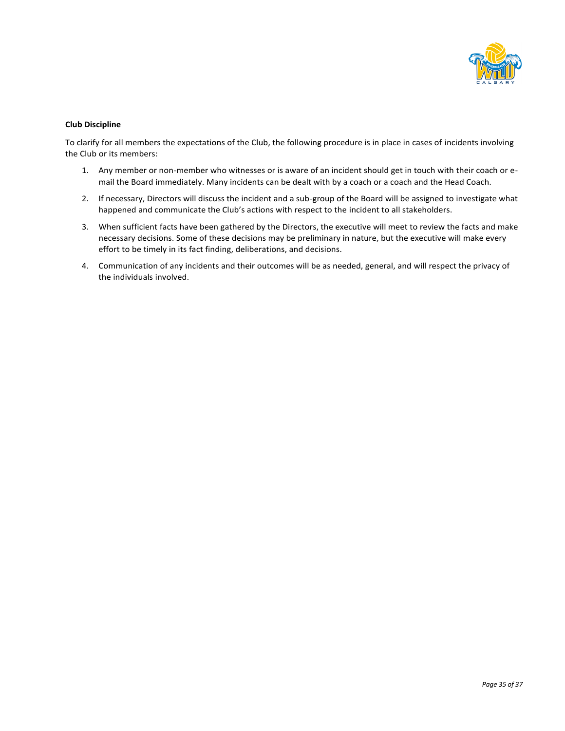**Club Discipline**

To clarify for all members the expectations of the Club, the following procedure is in place in cases of incidents involving the Club or its members:

1. Any member or non-member who witnesses or is aware of an incident should get in touch with their coach or e-mail the Board immediately. Many incidents can be dealt with by a coach or a coach and the Head Coach.
2. If necessary, Directors will discuss the incident and a sub-group of the Board will be assigned to investigate what happened and communicate the Club's actions with respect to the incident to all stakeholders.
3. When sufficient facts have been gathered by the Directors, the executive will meet to review the facts and make necessary decisions. Some of these decisions may be preliminary in nature, but the executive will make every effort to be timely in its fact finding, deliberations, and decisions.
4. Communication of any incidents and their outcomes will be as needed, general, and will respect the privacy of the individuals involved.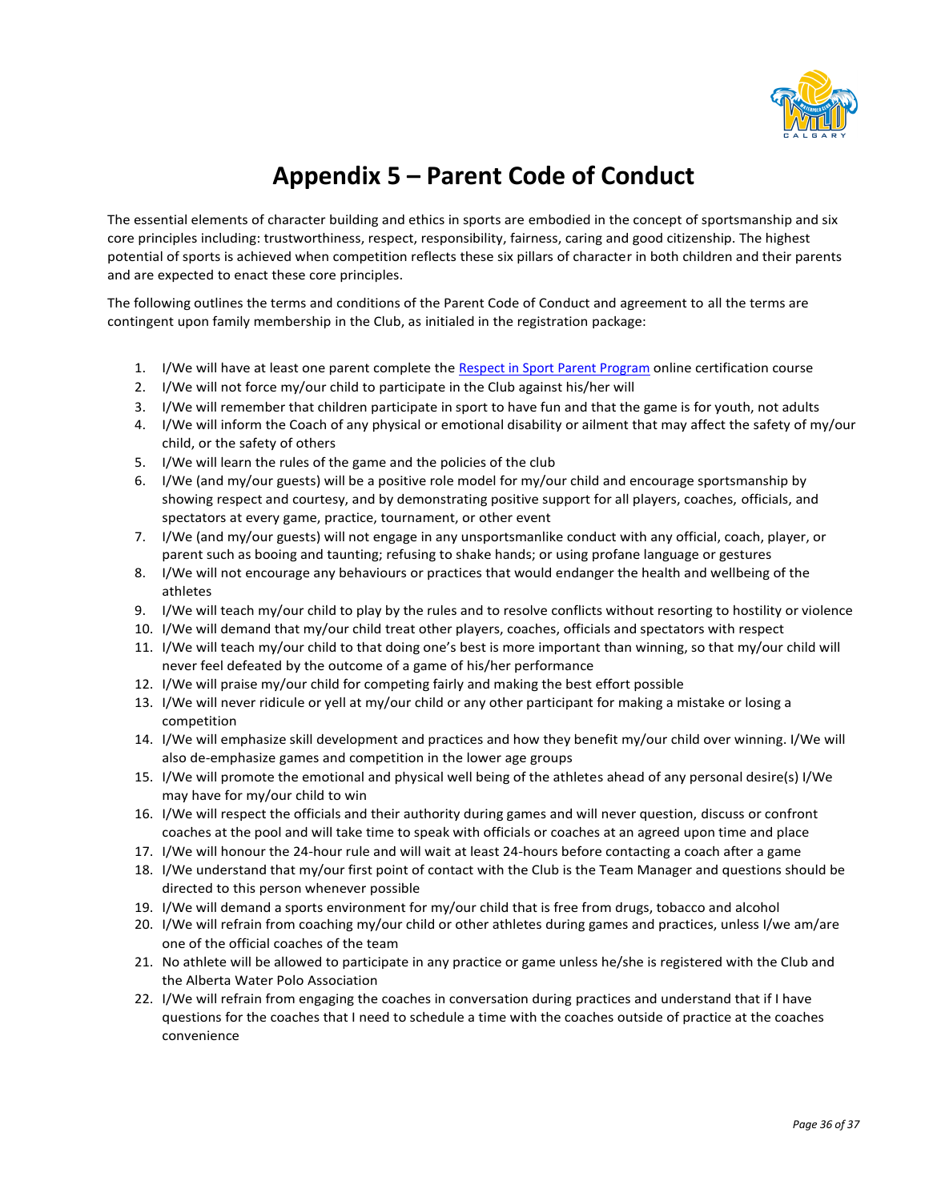# Appendix 5 – Parent Code of Conduct

The essential elements of character building and ethics in sports are embodied in the concept of sportsmanship and six core principles including: trustworthiness, respect, responsibility, fairness, caring and good citizenship. The highest potential of sports is achieved when competition reflects these six pillars of character in both children and their parents and are expected to enact these core principles.

The following outlines the terms and conditions of the Parent Code of Conduct and agreement to all the terms are contingent upon family membership in the Club, as initialed in the registration package:

1. I/We will have at least one parent complete the Respect in Sport Parent Program online certification course
2. I/We will not force my/our child to participate in the Club against his/her will
3. I/We will remember that children participate in sport to have fun and that the game is for youth, not adults
4. I/We will inform the Coach of any physical or emotional disability or ailment that may affect the safety of my/our child, or the safety of others
5. I/We will learn the rules of the game and the policies of the club
6. I/We (and my/our guests) will be a positive role model for my/our child and encourage sportsmanship by showing respect and courtesy, and by demonstrating positive support for all players, coaches, officials, and spectators at every game, practice, tournament, or other event
7. I/We (and my/our guests) will not engage in any unsportsmanlike conduct with any official, coach, player, or parent such as booing and taunting; refusing to shake hands; or using profane language or gestures
8. I/We will not encourage any behaviours or practices that would endanger the health and wellbeing of the athletes
9. I/We will teach my/our child to play by the rules and to resolve conflicts without resorting to hostility or violence
10. I/We will demand that my/our child treat other players, coaches, officials and spectators with respect
11. I/We will teach my/our child to that doing one's best is more important than winning, so that my/our child will never feel defeated by the outcome of a game of his/her performance
12. I/We will praise my/our child for competing fairly and making the best effort possible
13. I/We will never ridicule or yell at my/our child or any other participant for making a mistake or losing a competition
14. I/We will emphasize skill development and practices and how they benefit my/our child over winning. I/We will also de-emphasize games and competition in the lower age groups
15. I/We will promote the emotional and physical well being of the athletes ahead of any personal desire(s) I/We may have for my/our child to win
16. I/We will respect the officials and their authority during games and will never question, discuss or confront coaches at the pool and will take time to speak with officials or coaches at an agreed upon time and place
17. I/We will honour the 24-hour rule and will wait at least 24-hours before contacting a coach after a game
18. I/We understand that my/our first point of contact with the Club is the Team Manager and questions should be directed to this person whenever possible
19. I/We will demand a sports environment for my/our child that is free from drugs, tobacco and alcohol
20. I/We will refrain from coaching my/our child or other athletes during games and practices, unless I/we am/are one of the official coaches of the team
21. No athlete will be allowed to participate in any practice or game unless he/she is registered with the Club and the Alberta Water Polo Association
22. I/We will refrain from engaging the coaches in conversation during practices and understand that if I have questions for the coaches that I need to schedule a time with the coaches outside of practice at the coaches convenience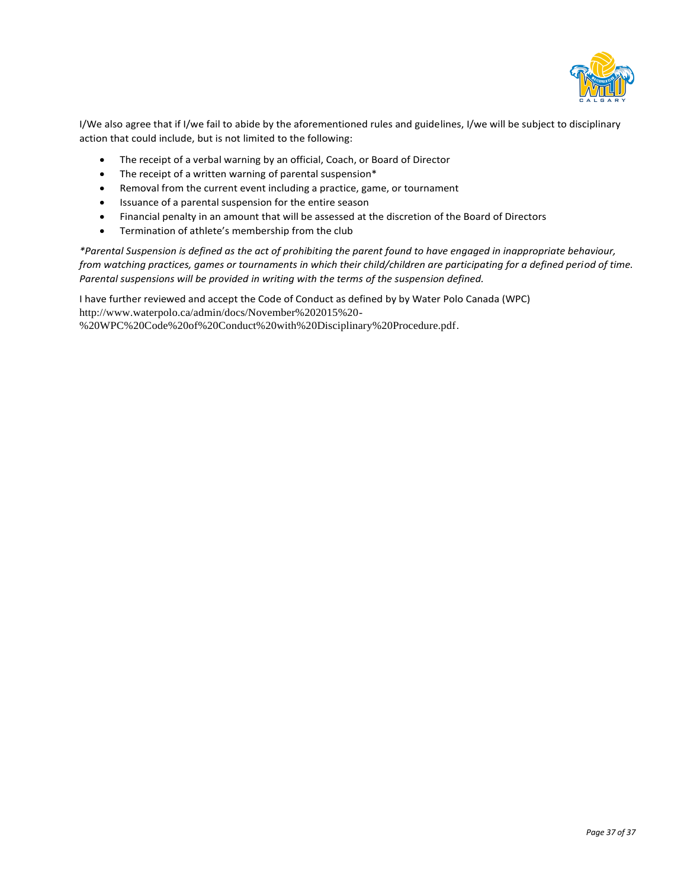I/We also agree that if I/we fail to abide by the aforementioned rules and guidelines, I/we will be subject to disciplinary action that could include, but is not limited to the following:

- The receipt of a verbal warning by an official, Coach, or Board of Director
- The receipt of a written warning of parental suspension*
- Removal from the current event including a practice, game, or tournament
- Issuance of a parental suspension for the entire season
- Financial penalty in an amount that will be assessed at the discretion of the Board of Directors
- Termination of athlete's membership from the club

*\*Parental Suspension is defined as the act of prohibiting the parent found to have engaged in inappropriate behaviour, from watching practices, games or tournaments in which their child/children are participating for a defined period of time. Parental suspensions will be provided in writing with the terms of the suspension defined.*

I have further reviewed and accept the Code of Conduct as defined by by Water Polo Canada (WPC) http://www.waterpolo.ca/admin/docs/November%202015%20-%20WPC%20Code%20of%20Conduct%20with%20Disciplinary%20Procedure.pdf.